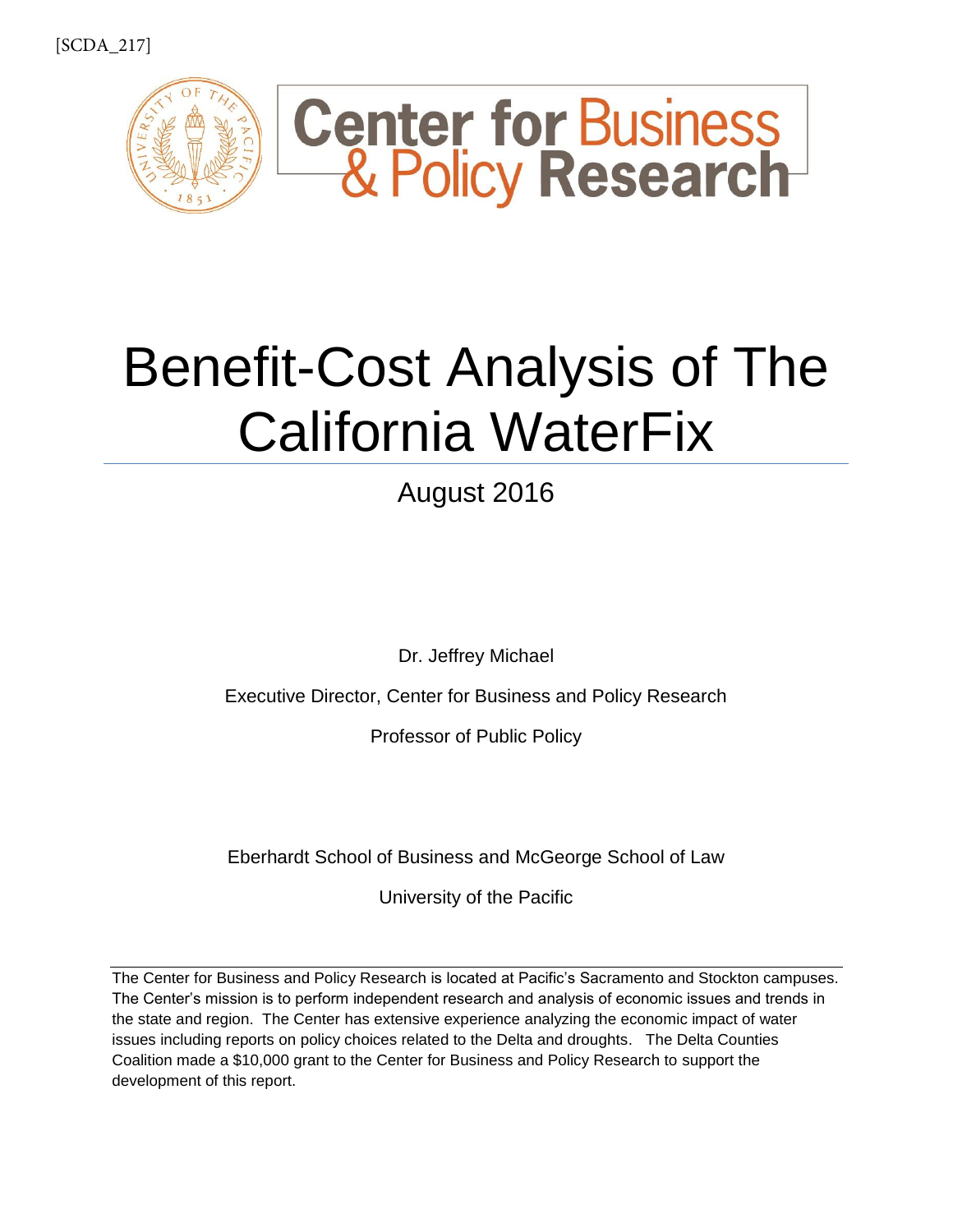[SCDA_217]

Center for Business & Policy Research

# Benefit-Cost Analysis of The California WaterFix

August 2016

Dr. Jeffrey Michael

Executive Director, Center for Business and Policy Research

Professor of Public Policy

Eberhardt School of Business and McGeorge School of Law

University of the Pacific

---

The Center for Business and Policy Research is located at Pacific's Sacramento and Stockton campuses. The Center's mission is to perform independent research and analysis of economic issues and trends in the state and region. The Center has extensive experience analyzing the economic impact of water issues including reports on policy choices related to the Delta and droughts. The Delta Counties Coalition made a $10,000 grant to the Center for Business and Policy Research to support the development of this report.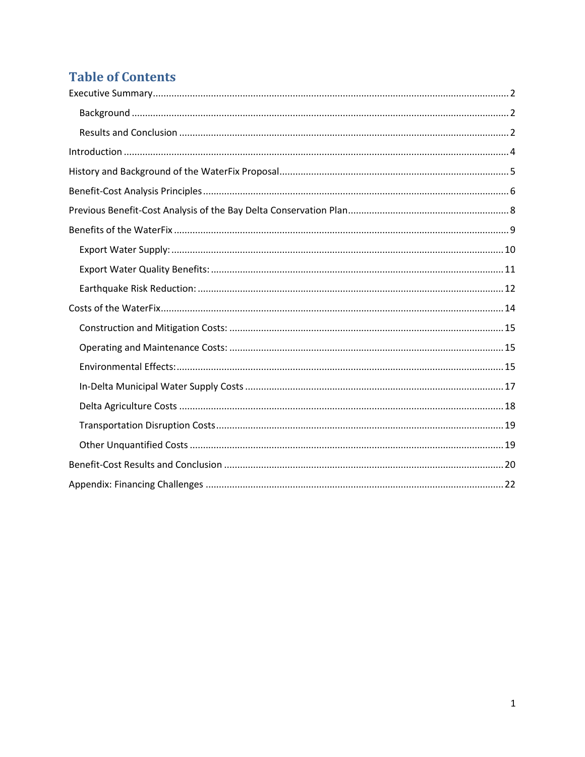# Table of Contents

Executive Summary ..... 2

- Background ..... 2
- Results and Conclusion ..... 2

Introduction ..... 4

History and Background of the WaterFix Proposal ..... 5

Benefit-Cost Analysis Principles ..... 6

Previous Benefit-Cost Analysis of the Bay Delta Conservation Plan ..... 8

Benefits of the WaterFix ..... 9

- Export Water Supply: ..... 10
- Export Water Quality Benefits: ..... 11
- Earthquake Risk Reduction: ..... 12

Costs of the WaterFix ..... 14

- Construction and Mitigation Costs: ..... 15
- Operating and Maintenance Costs: ..... 15
- Environmental Effects: ..... 15
- In-Delta Municipal Water Supply Costs ..... 17
- Delta Agriculture Costs ..... 18
- Transportation Disruption Costs ..... 19
- Other Unquantified Costs ..... 19

Benefit-Cost Results and Conclusion ..... 20

Appendix: Financing Challenges ..... 22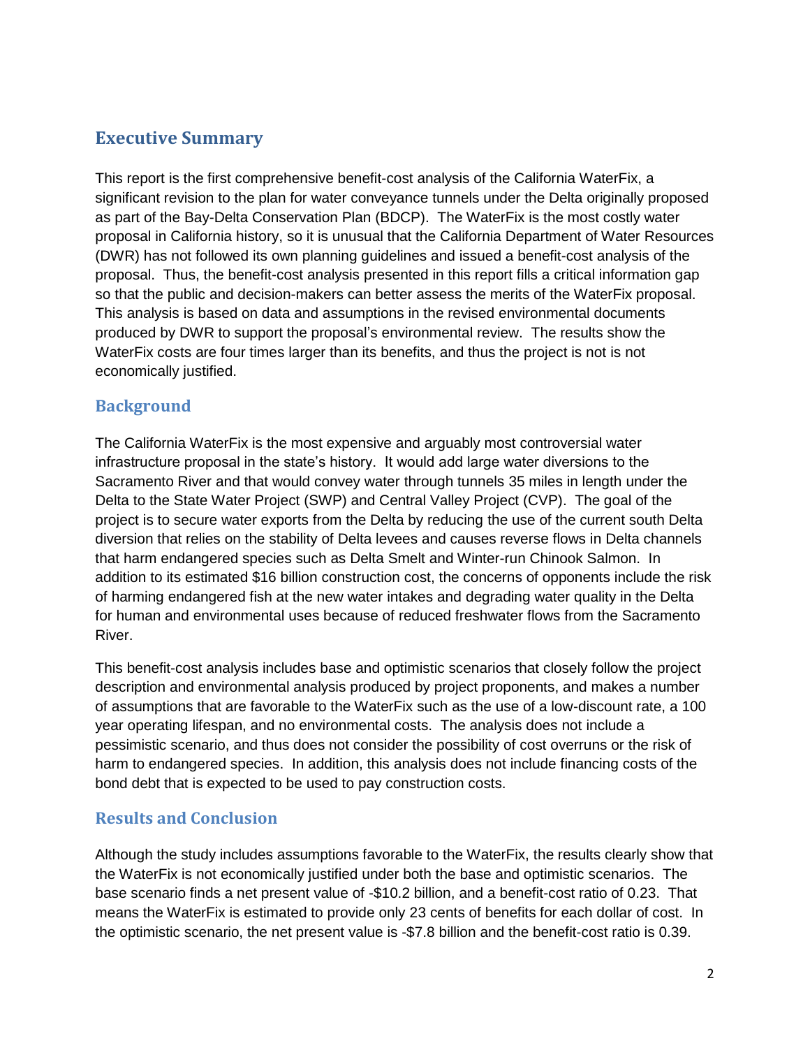## Executive Summary

This report is the first comprehensive benefit-cost analysis of the California WaterFix, a significant revision to the plan for water conveyance tunnels under the Delta originally proposed as part of the Bay-Delta Conservation Plan (BDCP). The WaterFix is the most costly water proposal in California history, so it is unusual that the California Department of Water Resources (DWR) has not followed its own planning guidelines and issued a benefit-cost analysis of the proposal. Thus, the benefit-cost analysis presented in this report fills a critical information gap so that the public and decision-makers can better assess the merits of the WaterFix proposal. This analysis is based on data and assumptions in the revised environmental documents produced by DWR to support the proposal's environmental review. The results show the WaterFix costs are four times larger than its benefits, and thus the project is not is not economically justified.

### Background

The California WaterFix is the most expensive and arguably most controversial water infrastructure proposal in the state's history. It would add large water diversions to the Sacramento River and that would convey water through tunnels 35 miles in length under the Delta to the State Water Project (SWP) and Central Valley Project (CVP). The goal of the project is to secure water exports from the Delta by reducing the use of the current south Delta diversion that relies on the stability of Delta levees and causes reverse flows in Delta channels that harm endangered species such as Delta Smelt and Winter-run Chinook Salmon. In addition to its estimated $16 billion construction cost, the concerns of opponents include the risk of harming endangered fish at the new water intakes and degrading water quality in the Delta for human and environmental uses because of reduced freshwater flows from the Sacramento River.

This benefit-cost analysis includes base and optimistic scenarios that closely follow the project description and environmental analysis produced by project proponents, and makes a number of assumptions that are favorable to the WaterFix such as the use of a low-discount rate, a 100 year operating lifespan, and no environmental costs. The analysis does not include a pessimistic scenario, and thus does not consider the possibility of cost overruns or the risk of harm to endangered species. In addition, this analysis does not include financing costs of the bond debt that is expected to be used to pay construction costs.

### Results and Conclusion

Although the study includes assumptions favorable to the WaterFix, the results clearly show that the WaterFix is not economically justified under both the base and optimistic scenarios. The base scenario finds a net present value of -$10.2 billion, and a benefit-cost ratio of 0.23. That means the WaterFix is estimated to provide only 23 cents of benefits for each dollar of cost. In the optimistic scenario, the net present value is -$7.8 billion and the benefit-cost ratio is 0.39.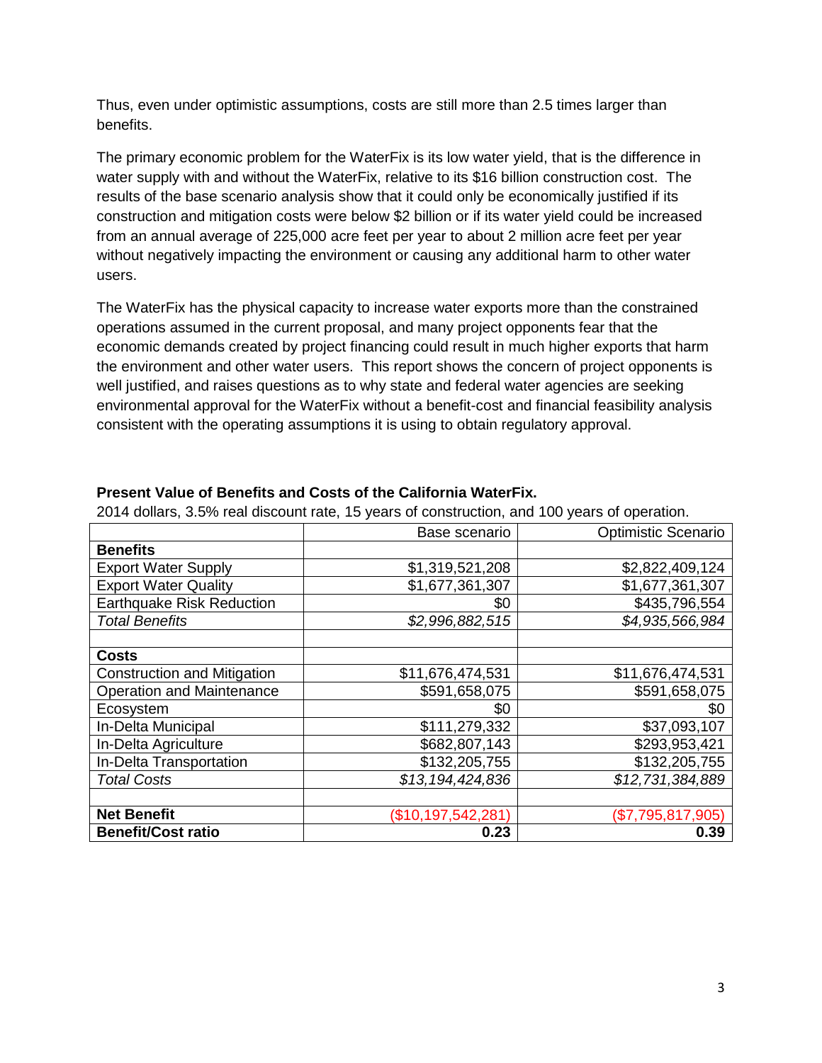Thus, even under optimistic assumptions, costs are still more than 2.5 times larger than benefits.

The primary economic problem for the WaterFix is its low water yield, that is the difference in water supply with and without the WaterFix, relative to its $16 billion construction cost. The results of the base scenario analysis show that it could only be economically justified if its construction and mitigation costs were below $2 billion or if its water yield could be increased from an annual average of 225,000 acre feet per year to about 2 million acre feet per year without negatively impacting the environment or causing any additional harm to other water users.

The WaterFix has the physical capacity to increase water exports more than the constrained operations assumed in the current proposal, and many project opponents fear that the economic demands created by project financing could result in much higher exports that harm the environment and other water users. This report shows the concern of project opponents is well justified, and raises questions as to why state and federal water agencies are seeking environmental approval for the WaterFix without a benefit-cost and financial feasibility analysis consistent with the operating assumptions it is using to obtain regulatory approval.

**Present Value of Benefits and Costs of the California WaterFix.**

2014 dollars, 3.5% real discount rate, 15 years of construction, and 100 years of operation.

| | Base scenario | Optimistic Scenario |
|---|---|---|
| **Benefits** | | |
| Export Water Supply | $1,319,521,208 | $2,822,409,124 |
| Export Water Quality | $1,677,361,307 | $1,677,361,307 |
| Earthquake Risk Reduction | $0 | $435,796,554 |
| *Total Benefits* | *$2,996,882,515* | *$4,935,566,984* |
| | | |
| **Costs** | | |
| Construction and Mitigation | $11,676,474,531 | $11,676,474,531 |
| Operation and Maintenance | $591,658,075 | $591,658,075 |
| Ecosystem | $0 | $0 |
| In-Delta Municipal | $111,279,332 | $37,093,107 |
| In-Delta Agriculture | $682,807,143 | $293,953,421 |
| In-Delta Transportation | $132,205,755 | $132,205,755 |
| *Total Costs* | *$13,194,424,836* | *$12,731,384,889* |
| | | |
| **Net Benefit** | ($10,197,542,281) | ($7,795,817,905) |
| **Benefit/Cost ratio** | **0.23** | **0.39** |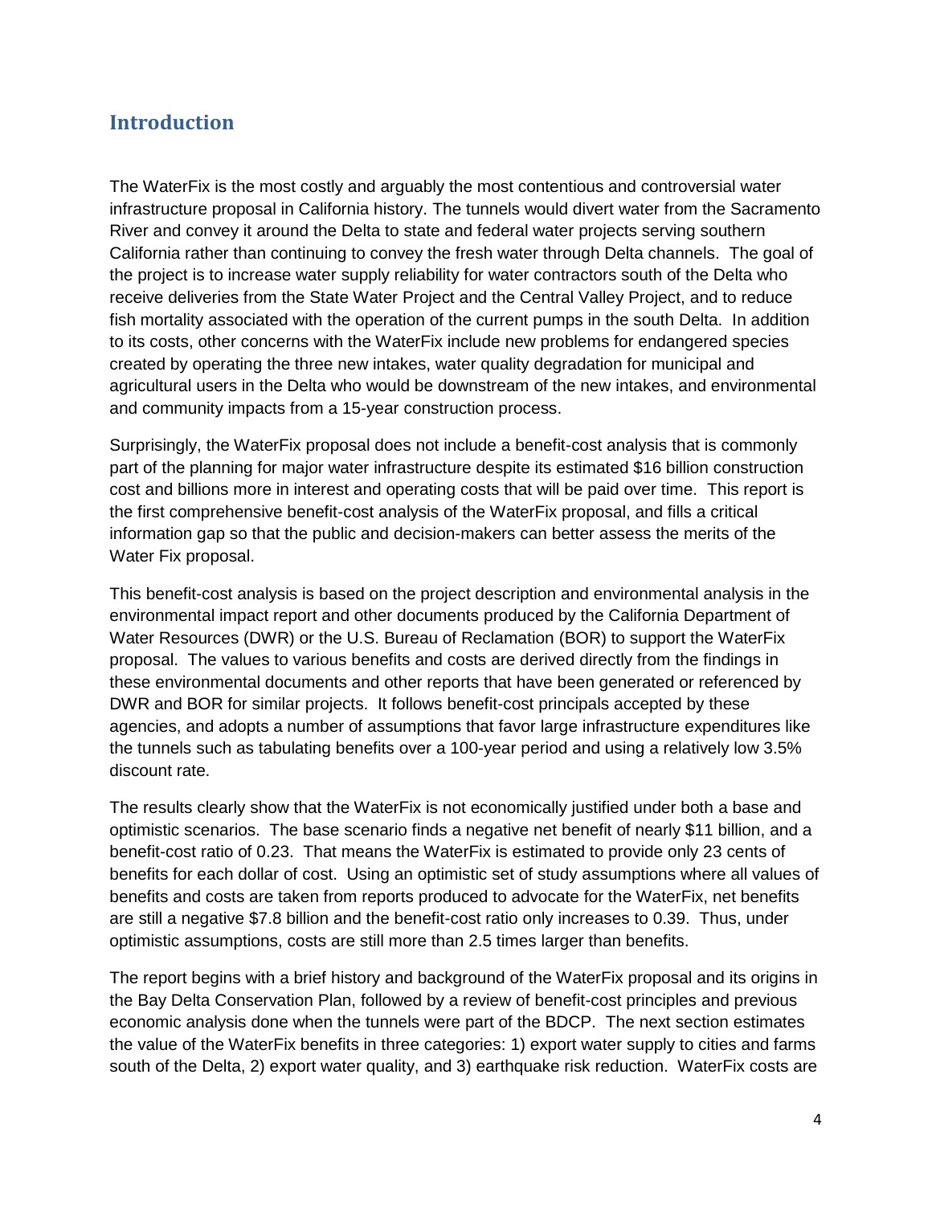## Introduction

The WaterFix is the most costly and arguably the most contentious and controversial water infrastructure proposal in California history. The tunnels would divert water from the Sacramento River and convey it around the Delta to state and federal water projects serving southern California rather than continuing to convey the fresh water through Delta channels. The goal of the project is to increase water supply reliability for water contractors south of the Delta who receive deliveries from the State Water Project and the Central Valley Project, and to reduce fish mortality associated with the operation of the current pumps in the south Delta. In addition to its costs, other concerns with the WaterFix include new problems for endangered species created by operating the three new intakes, water quality degradation for municipal and agricultural users in the Delta who would be downstream of the new intakes, and environmental and community impacts from a 15-year construction process.

Surprisingly, the WaterFix proposal does not include a benefit-cost analysis that is commonly part of the planning for major water infrastructure despite its estimated $16 billion construction cost and billions more in interest and operating costs that will be paid over time. This report is the first comprehensive benefit-cost analysis of the WaterFix proposal, and fills a critical information gap so that the public and decision-makers can better assess the merits of the Water Fix proposal.

This benefit-cost analysis is based on the project description and environmental analysis in the environmental impact report and other documents produced by the California Department of Water Resources (DWR) or the U.S. Bureau of Reclamation (BOR) to support the WaterFix proposal. The values to various benefits and costs are derived directly from the findings in these environmental documents and other reports that have been generated or referenced by DWR and BOR for similar projects. It follows benefit-cost principals accepted by these agencies, and adopts a number of assumptions that favor large infrastructure expenditures like the tunnels such as tabulating benefits over a 100-year period and using a relatively low 3.5% discount rate.

The results clearly show that the WaterFix is not economically justified under both a base and optimistic scenarios. The base scenario finds a negative net benefit of nearly $11 billion, and a benefit-cost ratio of 0.23. That means the WaterFix is estimated to provide only 23 cents of benefits for each dollar of cost. Using an optimistic set of study assumptions where all values of benefits and costs are taken from reports produced to advocate for the WaterFix, net benefits are still a negative $7.8 billion and the benefit-cost ratio only increases to 0.39. Thus, under optimistic assumptions, costs are still more than 2.5 times larger than benefits.

The report begins with a brief history and background of the WaterFix proposal and its origins in the Bay Delta Conservation Plan, followed by a review of benefit-cost principles and previous economic analysis done when the tunnels were part of the BDCP. The next section estimates the value of the WaterFix benefits in three categories: 1) export water supply to cities and farms south of the Delta, 2) export water quality, and 3) earthquake risk reduction. WaterFix costs are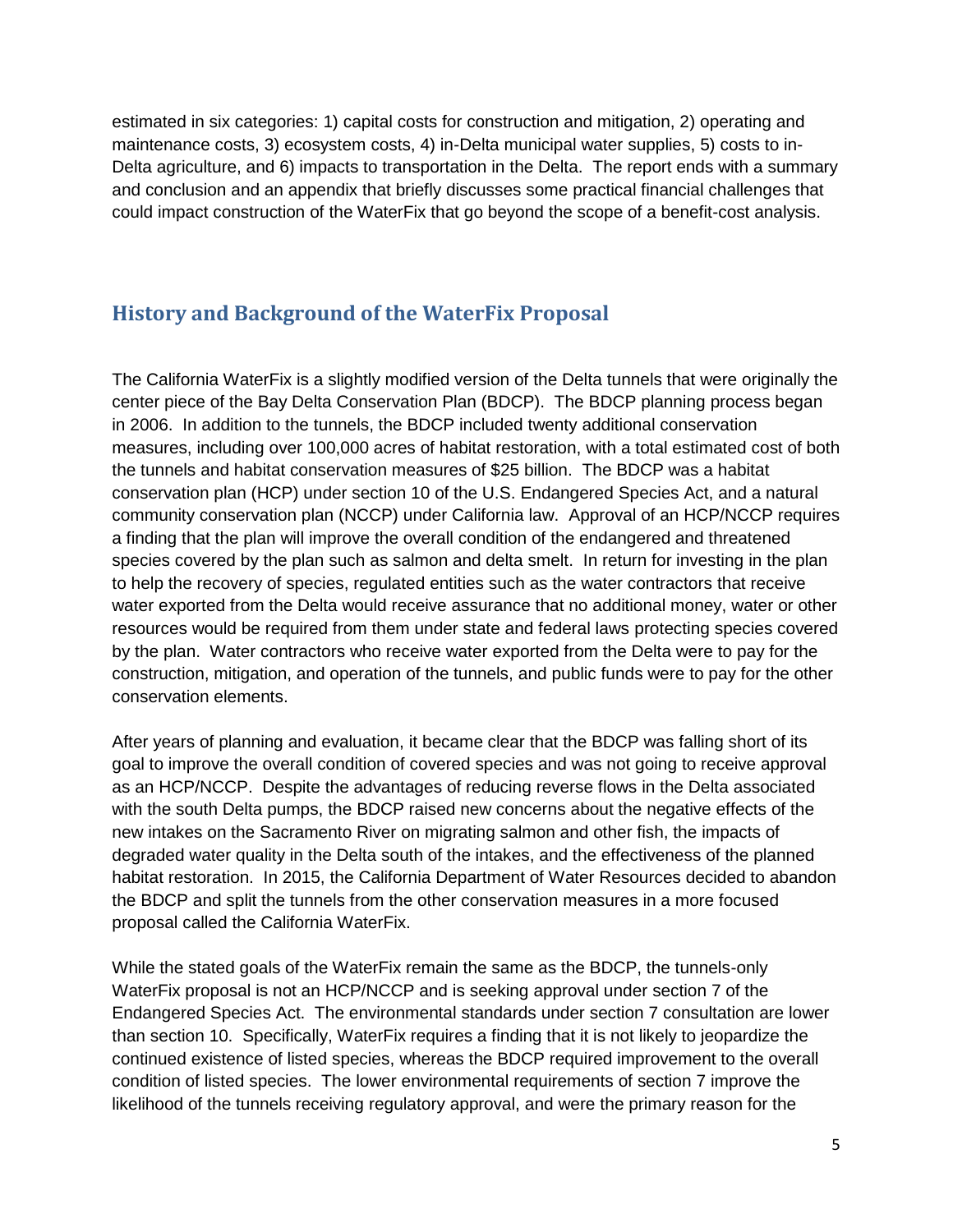estimated in six categories: 1) capital costs for construction and mitigation, 2) operating and maintenance costs, 3) ecosystem costs, 4) in-Delta municipal water supplies, 5) costs to in-Delta agriculture, and 6) impacts to transportation in the Delta. The report ends with a summary and conclusion and an appendix that briefly discusses some practical financial challenges that could impact construction of the WaterFix that go beyond the scope of a benefit-cost analysis.

## History and Background of the WaterFix Proposal

The California WaterFix is a slightly modified version of the Delta tunnels that were originally the center piece of the Bay Delta Conservation Plan (BDCP). The BDCP planning process began in 2006. In addition to the tunnels, the BDCP included twenty additional conservation measures, including over 100,000 acres of habitat restoration, with a total estimated cost of both the tunnels and habitat conservation measures of $25 billion. The BDCP was a habitat conservation plan (HCP) under section 10 of the U.S. Endangered Species Act, and a natural community conservation plan (NCCP) under California law. Approval of an HCP/NCCP requires a finding that the plan will improve the overall condition of the endangered and threatened species covered by the plan such as salmon and delta smelt. In return for investing in the plan to help the recovery of species, regulated entities such as the water contractors that receive water exported from the Delta would receive assurance that no additional money, water or other resources would be required from them under state and federal laws protecting species covered by the plan. Water contractors who receive water exported from the Delta were to pay for the construction, mitigation, and operation of the tunnels, and public funds were to pay for the other conservation elements.

After years of planning and evaluation, it became clear that the BDCP was falling short of its goal to improve the overall condition of covered species and was not going to receive approval as an HCP/NCCP. Despite the advantages of reducing reverse flows in the Delta associated with the south Delta pumps, the BDCP raised new concerns about the negative effects of the new intakes on the Sacramento River on migrating salmon and other fish, the impacts of degraded water quality in the Delta south of the intakes, and the effectiveness of the planned habitat restoration. In 2015, the California Department of Water Resources decided to abandon the BDCP and split the tunnels from the other conservation measures in a more focused proposal called the California WaterFix.

While the stated goals of the WaterFix remain the same as the BDCP, the tunnels-only WaterFix proposal is not an HCP/NCCP and is seeking approval under section 7 of the Endangered Species Act. The environmental standards under section 7 consultation are lower than section 10. Specifically, WaterFix requires a finding that it is not likely to jeopardize the continued existence of listed species, whereas the BDCP required improvement to the overall condition of listed species. The lower environmental requirements of section 7 improve the likelihood of the tunnels receiving regulatory approval, and were the primary reason for the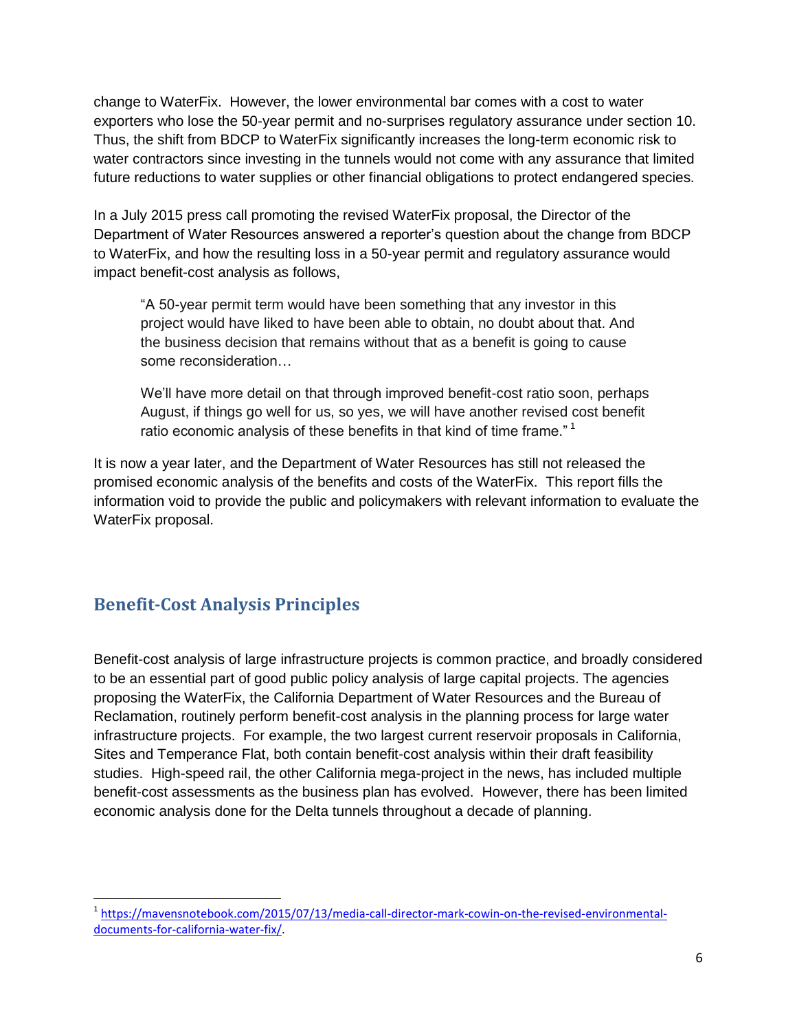change to WaterFix. However, the lower environmental bar comes with a cost to water exporters who lose the 50-year permit and no-surprises regulatory assurance under section 10. Thus, the shift from BDCP to WaterFix significantly increases the long-term economic risk to water contractors since investing in the tunnels would not come with any assurance that limited future reductions to water supplies or other financial obligations to protect endangered species.

In a July 2015 press call promoting the revised WaterFix proposal, the Director of the Department of Water Resources answered a reporter's question about the change from BDCP to WaterFix, and how the resulting loss in a 50-year permit and regulatory assurance would impact benefit-cost analysis as follows,

> "A 50-year permit term would have been something that any investor in this project would have liked to have been able to obtain, no doubt about that. And the business decision that remains without that as a benefit is going to cause some reconsideration…
>
> We'll have more detail on that through improved benefit-cost ratio soon, perhaps August, if things go well for us, so yes, we will have another revised cost benefit ratio economic analysis of these benefits in that kind of time frame." [1]

It is now a year later, and the Department of Water Resources has still not released the promised economic analysis of the benefits and costs of the WaterFix. This report fills the information void to provide the public and policymakers with relevant information to evaluate the WaterFix proposal.

## Benefit-Cost Analysis Principles

Benefit-cost analysis of large infrastructure projects is common practice, and broadly considered to be an essential part of good public policy analysis of large capital projects. The agencies proposing the WaterFix, the California Department of Water Resources and the Bureau of Reclamation, routinely perform benefit-cost analysis in the planning process for large water infrastructure projects. For example, the two largest current reservoir proposals in California, Sites and Temperance Flat, both contain benefit-cost analysis within their draft feasibility studies. High-speed rail, the other California mega-project in the news, has included multiple benefit-cost assessments as the business plan has evolved. However, there has been limited economic analysis done for the Delta tunnels throughout a decade of planning.

---

[1] https://mavensnotebook.com/2015/07/13/media-call-director-mark-cowin-on-the-revised-environmental-documents-for-california-water-fix/.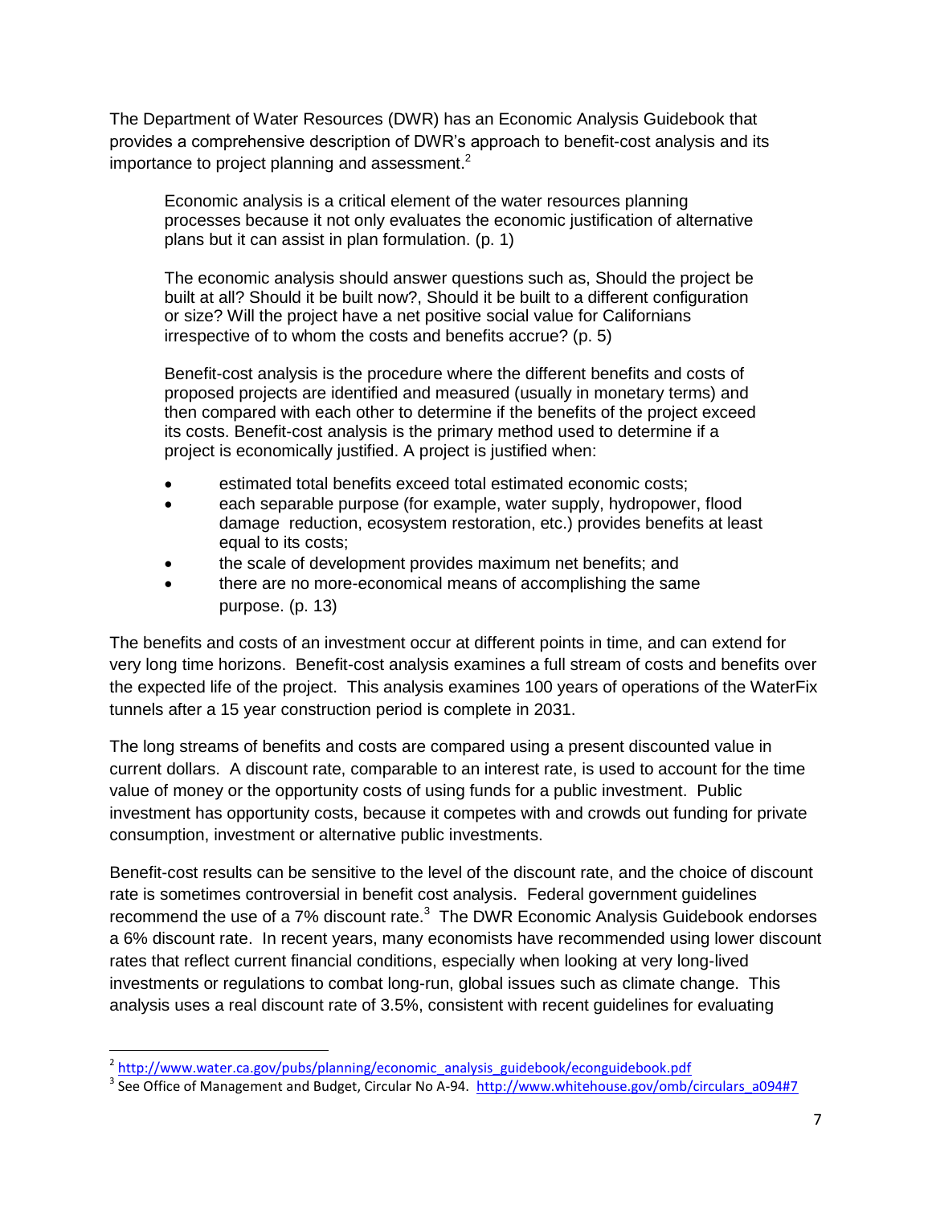The Department of Water Resources (DWR) has an Economic Analysis Guidebook that provides a comprehensive description of DWR's approach to benefit-cost analysis and its importance to project planning and assessment.[2]

> Economic analysis is a critical element of the water resources planning processes because it not only evaluates the economic justification of alternative plans but it can assist in plan formulation. (p. 1)
>
> The economic analysis should answer questions such as, Should the project be built at all? Should it be built now?, Should it be built to a different configuration or size? Will the project have a net positive social value for Californians irrespective of to whom the costs and benefits accrue? (p. 5)
>
> Benefit-cost analysis is the procedure where the different benefits and costs of proposed projects are identified and measured (usually in monetary terms) and then compared with each other to determine if the benefits of the project exceed its costs. Benefit-cost analysis is the primary method used to determine if a project is economically justified. A project is justified when:
>
> - estimated total benefits exceed total estimated economic costs;
> - each separable purpose (for example, water supply, hydropower, flood damage reduction, ecosystem restoration, etc.) provides benefits at least equal to its costs;
> - the scale of development provides maximum net benefits; and
> - there are no more-economical means of accomplishing the same purpose. (p. 13)

The benefits and costs of an investment occur at different points in time, and can extend for very long time horizons. Benefit-cost analysis examines a full stream of costs and benefits over the expected life of the project. This analysis examines 100 years of operations of the WaterFix tunnels after a 15 year construction period is complete in 2031.

The long streams of benefits and costs are compared using a present discounted value in current dollars. A discount rate, comparable to an interest rate, is used to account for the time value of money or the opportunity costs of using funds for a public investment. Public investment has opportunity costs, because it competes with and crowds out funding for private consumption, investment or alternative public investments.

Benefit-cost results can be sensitive to the level of the discount rate, and the choice of discount rate is sometimes controversial in benefit cost analysis. Federal government guidelines recommend the use of a 7% discount rate.[3] The DWR Economic Analysis Guidebook endorses a 6% discount rate. In recent years, many economists have recommended using lower discount rates that reflect current financial conditions, especially when looking at very long-lived investments or regulations to combat long-run, global issues such as climate change. This analysis uses a real discount rate of 3.5%, consistent with recent guidelines for evaluating

---

[2] http://www.water.ca.gov/pubs/planning/economic_analysis_guidebook/econguidebook.pdf

[3] See Office of Management and Budget, Circular No A-94. http://www.whitehouse.gov/omb/circulars_a094#7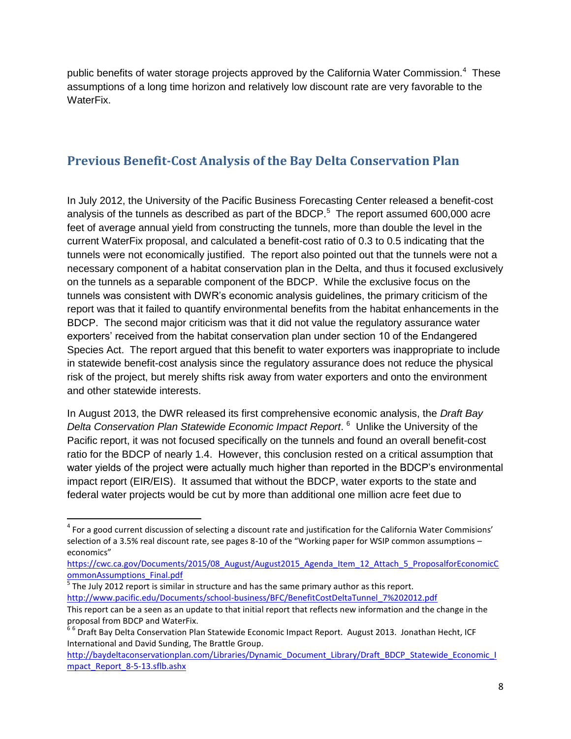public benefits of water storage projects approved by the California Water Commission.[4] These assumptions of a long time horizon and relatively low discount rate are very favorable to the WaterFix.

## Previous Benefit-Cost Analysis of the Bay Delta Conservation Plan

In July 2012, the University of the Pacific Business Forecasting Center released a benefit-cost analysis of the tunnels as described as part of the BDCP.[5] The report assumed 600,000 acre feet of average annual yield from constructing the tunnels, more than double the level in the current WaterFix proposal, and calculated a benefit-cost ratio of 0.3 to 0.5 indicating that the tunnels were not economically justified. The report also pointed out that the tunnels were not a necessary component of a habitat conservation plan in the Delta, and thus it focused exclusively on the tunnels as a separable component of the BDCP. While the exclusive focus on the tunnels was consistent with DWR's economic analysis guidelines, the primary criticism of the report was that it failed to quantify environmental benefits from the habitat enhancements in the BDCP. The second major criticism was that it did not value the regulatory assurance water exporters' received from the habitat conservation plan under section 10 of the Endangered Species Act. The report argued that this benefit to water exporters was inappropriate to include in statewide benefit-cost analysis since the regulatory assurance does not reduce the physical risk of the project, but merely shifts risk away from water exporters and onto the environment and other statewide interests.

In August 2013, the DWR released its first comprehensive economic analysis, the *Draft Bay Delta Conservation Plan Statewide Economic Impact Report*.[6] Unlike the University of the Pacific report, it was not focused specifically on the tunnels and found an overall benefit-cost ratio for the BDCP of nearly 1.4. However, this conclusion rested on a critical assumption that water yields of the project were actually much higher than reported in the BDCP's environmental impact report (EIR/EIS). It assumed that without the BDCP, water exports to the state and federal water projects would be cut by more than additional one million acre feet due to

---

[4] For a good current discussion of selecting a discount rate and justification for the California Water Commisions' selection of a 3.5% real discount rate, see pages 8-10 of the "Working paper for WSIP common assumptions – economics" https://cwc.ca.gov/Documents/2015/08_August/August2015_Agenda_Item_12_Attach_5_ProposalforEconomicCommonAssumptions_Final.pdf

[5] The July 2012 report is similar in structure and has the same primary author as this report. http://www.pacific.edu/Documents/school-business/BFC/BenefitCostDeltaTunnel_7%202012.pdf This report can be a seen as an update to that initial report that reflects new information and the change in the proposal from BDCP and WaterFix.

[6] [6] Draft Bay Delta Conservation Plan Statewide Economic Impact Report. August 2013. Jonathan Hecht, ICF International and David Sunding, The Brattle Group. http://baydeltaconservationplan.com/Libraries/Dynamic_Document_Library/Draft_BDCP_Statewide_Economic_Impact_Report_8-5-13.sflb.ashx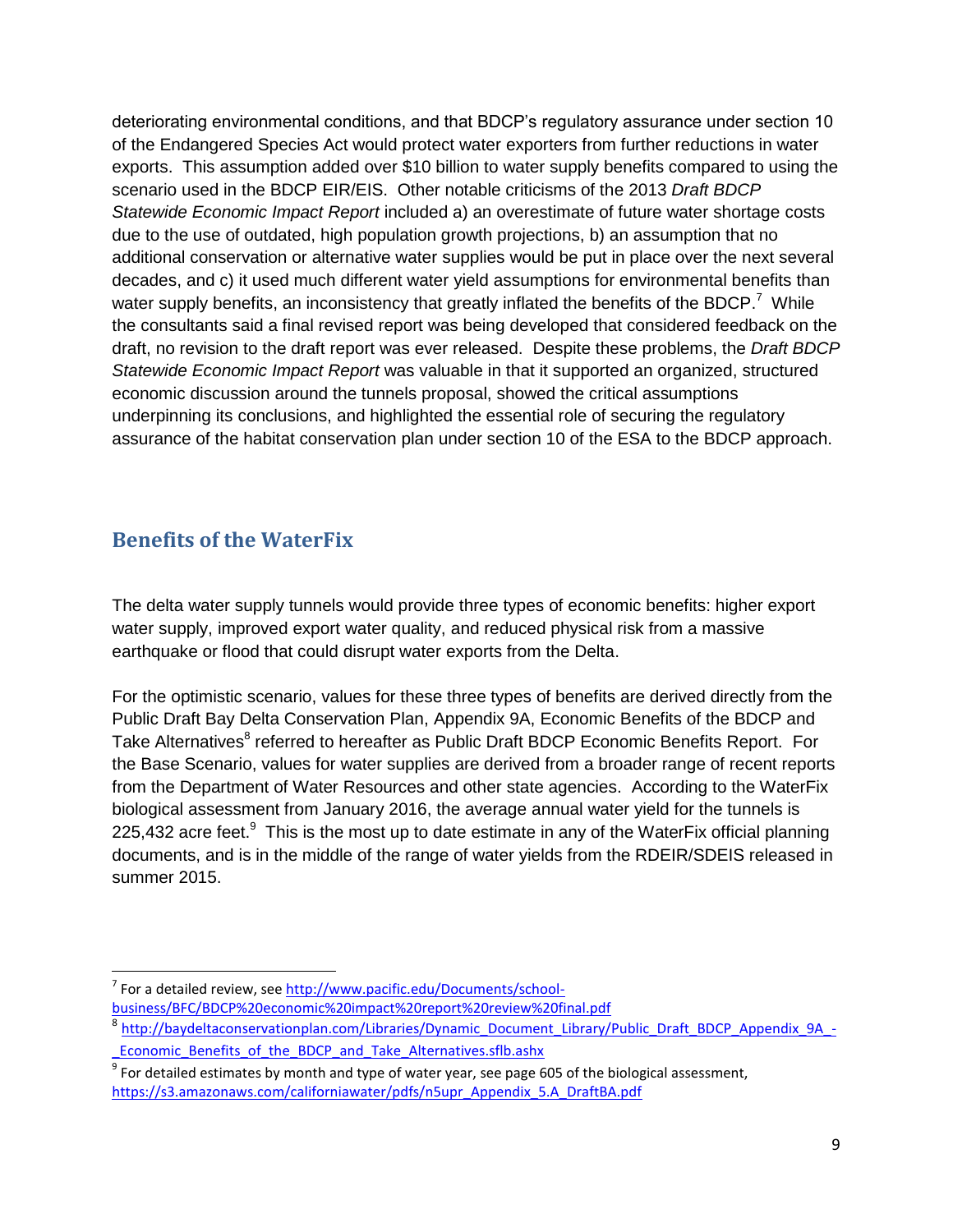deteriorating environmental conditions, and that BDCP's regulatory assurance under section 10 of the Endangered Species Act would protect water exporters from further reductions in water exports. This assumption added over $10 billion to water supply benefits compared to using the scenario used in the BDCP EIR/EIS. Other notable criticisms of the 2013 *Draft BDCP Statewide Economic Impact Report* included a) an overestimate of future water shortage costs due to the use of outdated, high population growth projections, b) an assumption that no additional conservation or alternative water supplies would be put in place over the next several decades, and c) it used much different water yield assumptions for environmental benefits than water supply benefits, an inconsistency that greatly inflated the benefits of the BDCP.[7] While the consultants said a final revised report was being developed that considered feedback on the draft, no revision to the draft report was ever released. Despite these problems, the *Draft BDCP Statewide Economic Impact Report* was valuable in that it supported an organized, structured economic discussion around the tunnels proposal, showed the critical assumptions underpinning its conclusions, and highlighted the essential role of securing the regulatory assurance of the habitat conservation plan under section 10 of the ESA to the BDCP approach.

## Benefits of the WaterFix

The delta water supply tunnels would provide three types of economic benefits: higher export water supply, improved export water quality, and reduced physical risk from a massive earthquake or flood that could disrupt water exports from the Delta.

For the optimistic scenario, values for these three types of benefits are derived directly from the Public Draft Bay Delta Conservation Plan, Appendix 9A, Economic Benefits of the BDCP and Take Alternatives[8] referred to hereafter as Public Draft BDCP Economic Benefits Report. For the Base Scenario, values for water supplies are derived from a broader range of recent reports from the Department of Water Resources and other state agencies. According to the WaterFix biological assessment from January 2016, the average annual water yield for the tunnels is 225,432 acre feet.[9] This is the most up to date estimate in any of the WaterFix official planning documents, and is in the middle of the range of water yields from the RDEIR/SDEIS released in summer 2015.

[7] For a detailed review, see http://www.pacific.edu/Documents/school-business/BFC/BDCP%20economic%20impact%20report%20review%20final.pdf

[8] http://baydeltaconservationplan.com/Libraries/Dynamic_Document_Library/Public_Draft_BDCP_Appendix_9A_-_Economic_Benefits_of_the_BDCP_and_Take_Alternatives.sflb.ashx

[9] For detailed estimates by month and type of water year, see page 605 of the biological assessment, https://s3.amazonaws.com/californiawater/pdfs/n5upr_Appendix_5.A_DraftBA.pdf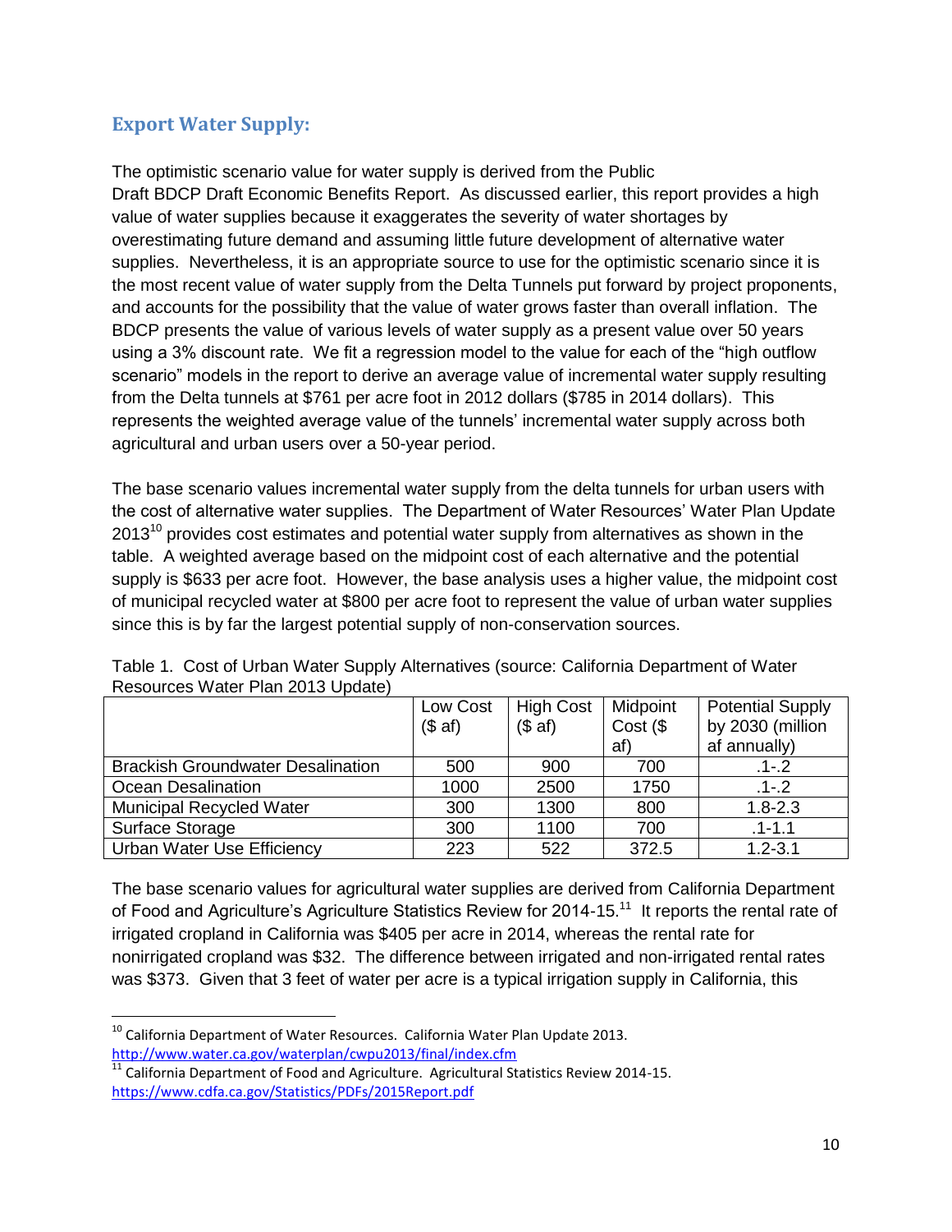## Export Water Supply:

The optimistic scenario value for water supply is derived from the Public Draft BDCP Draft Economic Benefits Report. As discussed earlier, this report provides a high value of water supplies because it exaggerates the severity of water shortages by overestimating future demand and assuming little future development of alternative water supplies. Nevertheless, it is an appropriate source to use for the optimistic scenario since it is the most recent value of water supply from the Delta Tunnels put forward by project proponents, and accounts for the possibility that the value of water grows faster than overall inflation. The BDCP presents the value of various levels of water supply as a present value over 50 years using a 3% discount rate. We fit a regression model to the value for each of the "high outflow scenario" models in the report to derive an average value of incremental water supply resulting from the Delta tunnels at $761 per acre foot in 2012 dollars ($785 in 2014 dollars). This represents the weighted average value of the tunnels' incremental water supply across both agricultural and urban users over a 50-year period.

The base scenario values incremental water supply from the delta tunnels for urban users with the cost of alternative water supplies. The Department of Water Resources' Water Plan Update 2013[10] provides cost estimates and potential water supply from alternatives as shown in the table. A weighted average based on the midpoint cost of each alternative and the potential supply is $633 per acre foot. However, the base analysis uses a higher value, the midpoint cost of municipal recycled water at $800 per acre foot to represent the value of urban water supplies since this is by far the largest potential supply of non-conservation sources.

Table 1. Cost of Urban Water Supply Alternatives (source: California Department of Water Resources Water Plan 2013 Update)

| | Low Cost ($ af) | High Cost ($ af) | Midpoint Cost ($ af) | Potential Supply by 2030 (million af annually) |
|---|---|---|---|---|
| Brackish Groundwater Desalination | 500 | 900 | 700 | .1-.2 |
| Ocean Desalination | 1000 | 2500 | 1750 | .1-.2 |
| Municipal Recycled Water | 300 | 1300 | 800 | 1.8-2.3 |
| Surface Storage | 300 | 1100 | 700 | .1-1.1 |
| Urban Water Use Efficiency | 223 | 522 | 372.5 | 1.2-3.1 |

The base scenario values for agricultural water supplies are derived from California Department of Food and Agriculture's Agriculture Statistics Review for 2014-15.[11] It reports the rental rate of irrigated cropland in California was $405 per acre in 2014, whereas the rental rate for nonirrigated cropland was $32. The difference between irrigated and non-irrigated rental rates was $373. Given that 3 feet of water per acre is a typical irrigation supply in California, this

---

[10] California Department of Water Resources. California Water Plan Update 2013. http://www.water.ca.gov/waterplan/cwpu2013/final/index.cfm

[11] California Department of Food and Agriculture. Agricultural Statistics Review 2014-15. https://www.cdfa.ca.gov/Statistics/PDFs/2015Report.pdf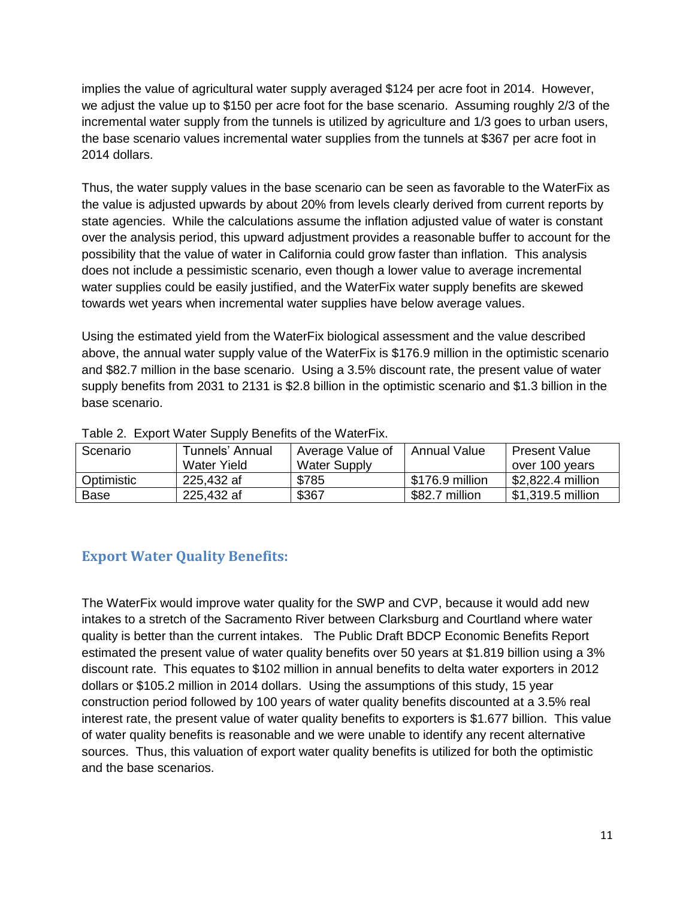implies the value of agricultural water supply averaged $124 per acre foot in 2014. However, we adjust the value up to $150 per acre foot for the base scenario. Assuming roughly 2/3 of the incremental water supply from the tunnels is utilized by agriculture and 1/3 goes to urban users, the base scenario values incremental water supplies from the tunnels at $367 per acre foot in 2014 dollars.

Thus, the water supply values in the base scenario can be seen as favorable to the WaterFix as the value is adjusted upwards by about 20% from levels clearly derived from current reports by state agencies. While the calculations assume the inflation adjusted value of water is constant over the analysis period, this upward adjustment provides a reasonable buffer to account for the possibility that the value of water in California could grow faster than inflation. This analysis does not include a pessimistic scenario, even though a lower value to average incremental water supplies could be easily justified, and the WaterFix water supply benefits are skewed towards wet years when incremental water supplies have below average values.

Using the estimated yield from the WaterFix biological assessment and the value described above, the annual water supply value of the WaterFix is $176.9 million in the optimistic scenario and $82.7 million in the base scenario. Using a 3.5% discount rate, the present value of water supply benefits from 2031 to 2131 is $2.8 billion in the optimistic scenario and $1.3 billion in the base scenario.

Table 2. Export Water Supply Benefits of the WaterFix.

| Scenario | Tunnels' Annual Water Yield | Average Value of Water Supply | Annual Value | Present Value over 100 years |
|---|---|---|---|---|
| Optimistic | 225,432 af | $785 | $176.9 million | $2,822.4 million |
| Base | 225,432 af | $367 | $82.7 million | $1,319.5 million |

## Export Water Quality Benefits:

The WaterFix would improve water quality for the SWP and CVP, because it would add new intakes to a stretch of the Sacramento River between Clarksburg and Courtland where water quality is better than the current intakes. The Public Draft BDCP Economic Benefits Report estimated the present value of water quality benefits over 50 years at $1.819 billion using a 3% discount rate. This equates to $102 million in annual benefits to delta water exporters in 2012 dollars or $105.2 million in 2014 dollars. Using the assumptions of this study, 15 year construction period followed by 100 years of water quality benefits discounted at a 3.5% real interest rate, the present value of water quality benefits to exporters is $1.677 billion. This value of water quality benefits is reasonable and we were unable to identify any recent alternative sources. Thus, this valuation of export water quality benefits is utilized for both the optimistic and the base scenarios.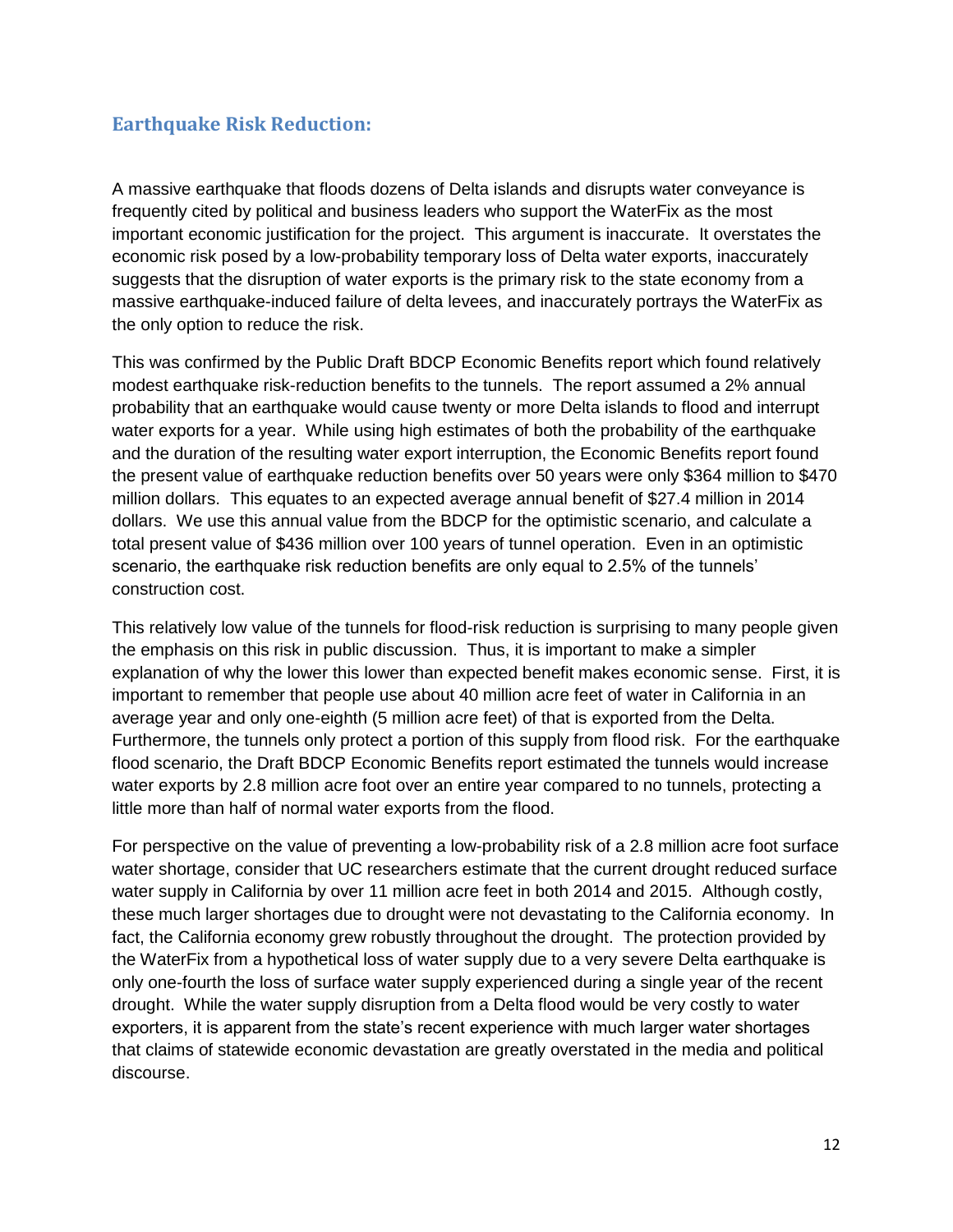## Earthquake Risk Reduction:

A massive earthquake that floods dozens of Delta islands and disrupts water conveyance is frequently cited by political and business leaders who support the WaterFix as the most important economic justification for the project. This argument is inaccurate. It overstates the economic risk posed by a low-probability temporary loss of Delta water exports, inaccurately suggests that the disruption of water exports is the primary risk to the state economy from a massive earthquake-induced failure of delta levees, and inaccurately portrays the WaterFix as the only option to reduce the risk.

This was confirmed by the Public Draft BDCP Economic Benefits report which found relatively modest earthquake risk-reduction benefits to the tunnels. The report assumed a 2% annual probability that an earthquake would cause twenty or more Delta islands to flood and interrupt water exports for a year. While using high estimates of both the probability of the earthquake and the duration of the resulting water export interruption, the Economic Benefits report found the present value of earthquake reduction benefits over 50 years were only $364 million to $470 million dollars. This equates to an expected average annual benefit of $27.4 million in 2014 dollars. We use this annual value from the BDCP for the optimistic scenario, and calculate a total present value of $436 million over 100 years of tunnel operation. Even in an optimistic scenario, the earthquake risk reduction benefits are only equal to 2.5% of the tunnels' construction cost.

This relatively low value of the tunnels for flood-risk reduction is surprising to many people given the emphasis on this risk in public discussion. Thus, it is important to make a simpler explanation of why the lower this lower than expected benefit makes economic sense. First, it is important to remember that people use about 40 million acre feet of water in California in an average year and only one-eighth (5 million acre feet) of that is exported from the Delta. Furthermore, the tunnels only protect a portion of this supply from flood risk. For the earthquake flood scenario, the Draft BDCP Economic Benefits report estimated the tunnels would increase water exports by 2.8 million acre foot over an entire year compared to no tunnels, protecting a little more than half of normal water exports from the flood.

For perspective on the value of preventing a low-probability risk of a 2.8 million acre foot surface water shortage, consider that UC researchers estimate that the current drought reduced surface water supply in California by over 11 million acre feet in both 2014 and 2015. Although costly, these much larger shortages due to drought were not devastating to the California economy. In fact, the California economy grew robustly throughout the drought. The protection provided by the WaterFix from a hypothetical loss of water supply due to a very severe Delta earthquake is only one-fourth the loss of surface water supply experienced during a single year of the recent drought. While the water supply disruption from a Delta flood would be very costly to water exporters, it is apparent from the state's recent experience with much larger water shortages that claims of statewide economic devastation are greatly overstated in the media and political discourse.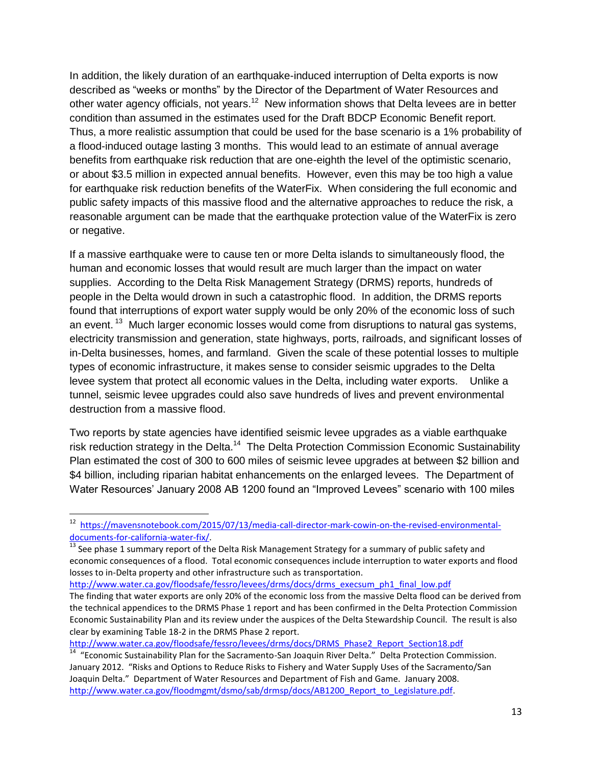In addition, the likely duration of an earthquake-induced interruption of Delta exports is now described as "weeks or months" by the Director of the Department of Water Resources and other water agency officials, not years.[12] New information shows that Delta levees are in better condition than assumed in the estimates used for the Draft BDCP Economic Benefit report. Thus, a more realistic assumption that could be used for the base scenario is a 1% probability of a flood-induced outage lasting 3 months. This would lead to an estimate of annual average benefits from earthquake risk reduction that are one-eighth the level of the optimistic scenario, or about \$3.5 million in expected annual benefits. However, even this may be too high a value for earthquake risk reduction benefits of the WaterFix. When considering the full economic and public safety impacts of this massive flood and the alternative approaches to reduce the risk, a reasonable argument can be made that the earthquake protection value of the WaterFix is zero or negative.

If a massive earthquake were to cause ten or more Delta islands to simultaneously flood, the human and economic losses that would result are much larger than the impact on water supplies. According to the Delta Risk Management Strategy (DRMS) reports, hundreds of people in the Delta would drown in such a catastrophic flood. In addition, the DRMS reports found that interruptions of export water supply would be only 20% of the economic loss of such an event.[13] Much larger economic losses would come from disruptions to natural gas systems, electricity transmission and generation, state highways, ports, railroads, and significant losses of in-Delta businesses, homes, and farmland. Given the scale of these potential losses to multiple types of economic infrastructure, it makes sense to consider seismic upgrades to the Delta levee system that protect all economic values in the Delta, including water exports. Unlike a tunnel, seismic levee upgrades could also save hundreds of lives and prevent environmental destruction from a massive flood.

Two reports by state agencies have identified seismic levee upgrades as a viable earthquake risk reduction strategy in the Delta.[14] The Delta Protection Commission Economic Sustainability Plan estimated the cost of 300 to 600 miles of seismic levee upgrades at between \$2 billion and \$4 billion, including riparian habitat enhancements on the enlarged levees. The Department of Water Resources' January 2008 AB 1200 found an "Improved Levees" scenario with 100 miles

---

[12] https://mavensnotebook.com/2015/07/13/media-call-director-mark-cowin-on-the-revised-environmental-documents-for-california-water-fix/.

[13] See phase 1 summary report of the Delta Risk Management Strategy for a summary of public safety and economic consequences of a flood. Total economic consequences include interruption to water exports and flood losses to in-Delta property and other infrastructure such as transportation.
http://www.water.ca.gov/floodsafe/fessro/levees/drms/docs/drms_execsum_ph1_final_low.pdf
The finding that water exports are only 20% of the economic loss from the massive Delta flood can be derived from the technical appendices to the DRMS Phase 1 report and has been confirmed in the Delta Protection Commission Economic Sustainability Plan and its review under the auspices of the Delta Stewardship Council. The result is also clear by examining Table 18-2 in the DRMS Phase 2 report.
http://www.water.ca.gov/floodsafe/fessro/levees/drms/docs/DRMS_Phase2_Report_Section18.pdf

[14] "Economic Sustainability Plan for the Sacramento-San Joaquin River Delta." Delta Protection Commission. January 2012. "Risks and Options to Reduce Risks to Fishery and Water Supply Uses of the Sacramento/San Joaquin Delta." Department of Water Resources and Department of Fish and Game. January 2008.
http://www.water.ca.gov/floodmgmt/dsmo/sab/drmsp/docs/AB1200_Report_to_Legislature.pdf.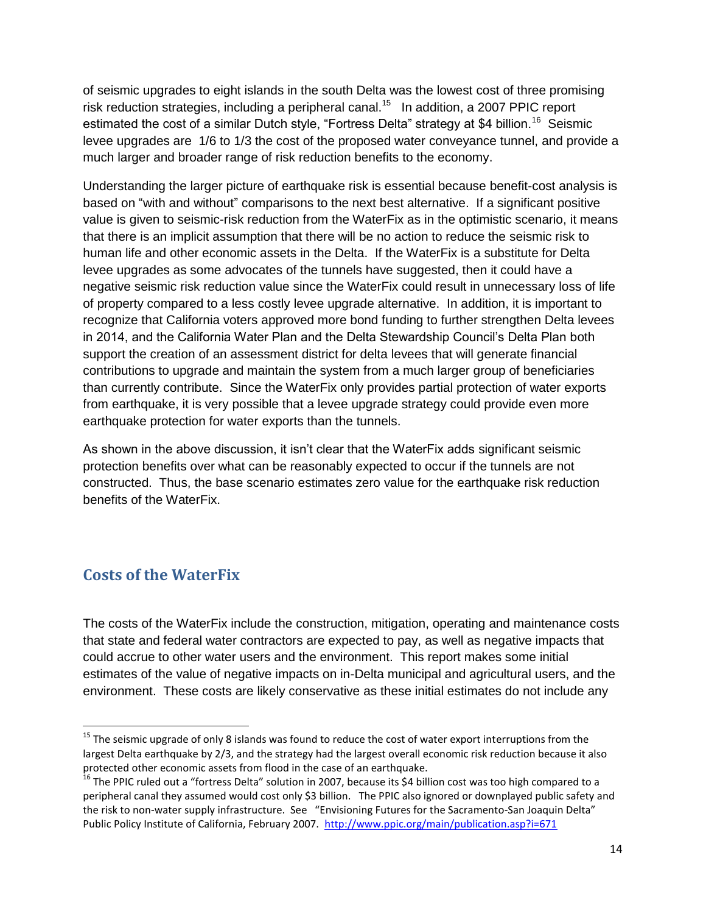of seismic upgrades to eight islands in the south Delta was the lowest cost of three promising risk reduction strategies, including a peripheral canal.[15] In addition, a 2007 PPIC report estimated the cost of a similar Dutch style, "Fortress Delta" strategy at $4 billion.[16] Seismic levee upgrades are 1/6 to 1/3 the cost of the proposed water conveyance tunnel, and provide a much larger and broader range of risk reduction benefits to the economy.

Understanding the larger picture of earthquake risk is essential because benefit-cost analysis is based on "with and without" comparisons to the next best alternative. If a significant positive value is given to seismic-risk reduction from the WaterFix as in the optimistic scenario, it means that there is an implicit assumption that there will be no action to reduce the seismic risk to human life and other economic assets in the Delta. If the WaterFix is a substitute for Delta levee upgrades as some advocates of the tunnels have suggested, then it could have a negative seismic risk reduction value since the WaterFix could result in unnecessary loss of life of property compared to a less costly levee upgrade alternative. In addition, it is important to recognize that California voters approved more bond funding to further strengthen Delta levees in 2014, and the California Water Plan and the Delta Stewardship Council's Delta Plan both support the creation of an assessment district for delta levees that will generate financial contributions to upgrade and maintain the system from a much larger group of beneficiaries than currently contribute. Since the WaterFix only provides partial protection of water exports from earthquake, it is very possible that a levee upgrade strategy could provide even more earthquake protection for water exports than the tunnels.

As shown in the above discussion, it isn't clear that the WaterFix adds significant seismic protection benefits over what can be reasonably expected to occur if the tunnels are not constructed. Thus, the base scenario estimates zero value for the earthquake risk reduction benefits of the WaterFix.

## Costs of the WaterFix

The costs of the WaterFix include the construction, mitigation, operating and maintenance costs that state and federal water contractors are expected to pay, as well as negative impacts that could accrue to other water users and the environment. This report makes some initial estimates of the value of negative impacts on in-Delta municipal and agricultural users, and the environment. These costs are likely conservative as these initial estimates do not include any

---

[15] The seismic upgrade of only 8 islands was found to reduce the cost of water export interruptions from the largest Delta earthquake by 2/3, and the strategy had the largest overall economic risk reduction because it also protected other economic assets from flood in the case of an earthquake.

[16] The PPIC ruled out a "fortress Delta" solution in 2007, because its $4 billion cost was too high compared to a peripheral canal they assumed would cost only $3 billion. The PPIC also ignored or downplayed public safety and the risk to non-water supply infrastructure. See "Envisioning Futures for the Sacramento-San Joaquin Delta" Public Policy Institute of California, February 2007. http://www.ppic.org/main/publication.asp?i=671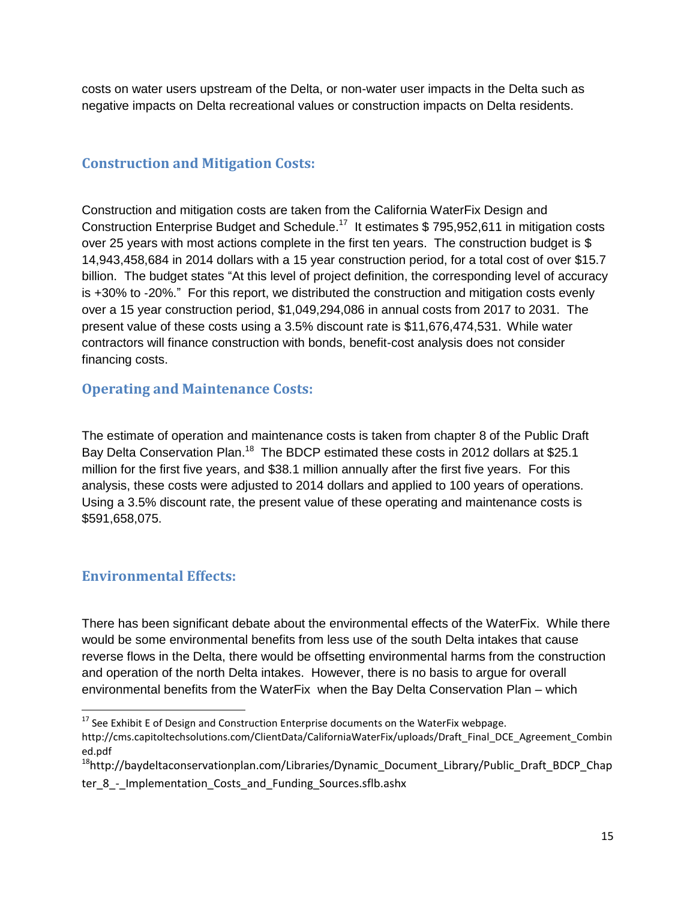costs on water users upstream of the Delta, or non-water user impacts in the Delta such as negative impacts on Delta recreational values or construction impacts on Delta residents.

## Construction and Mitigation Costs:

Construction and mitigation costs are taken from the California WaterFix Design and Construction Enterprise Budget and Schedule.[17] It estimates $ 795,952,611 in mitigation costs over 25 years with most actions complete in the first ten years. The construction budget is $ 14,943,458,684 in 2014 dollars with a 15 year construction period, for a total cost of over $15.7 billion. The budget states "At this level of project definition, the corresponding level of accuracy is +30% to -20%." For this report, we distributed the construction and mitigation costs evenly over a 15 year construction period, $1,049,294,086 in annual costs from 2017 to 2031. The present value of these costs using a 3.5% discount rate is $11,676,474,531. While water contractors will finance construction with bonds, benefit-cost analysis does not consider financing costs.

## Operating and Maintenance Costs:

The estimate of operation and maintenance costs is taken from chapter 8 of the Public Draft Bay Delta Conservation Plan.[18] The BDCP estimated these costs in 2012 dollars at $25.1 million for the first five years, and $38.1 million annually after the first five years. For this analysis, these costs were adjusted to 2014 dollars and applied to 100 years of operations. Using a 3.5% discount rate, the present value of these operating and maintenance costs is $591,658,075.

## Environmental Effects:

There has been significant debate about the environmental effects of the WaterFix. While there would be some environmental benefits from less use of the south Delta intakes that cause reverse flows in the Delta, there would be offsetting environmental harms from the construction and operation of the north Delta intakes. However, there is no basis to argue for overall environmental benefits from the WaterFix when the Bay Delta Conservation Plan – which

---

[17] See Exhibit E of Design and Construction Enterprise documents on the WaterFix webpage. http://cms.capitoltechsolutions.com/ClientData/CaliforniaWaterFix/uploads/Draft_Final_DCE_Agreement_Combined.pdf

[18] http://baydeltaconservationplan.com/Libraries/Dynamic_Document_Library/Public_Draft_BDCP_Chapter_8_-_Implementation_Costs_and_Funding_Sources.sflb.ashx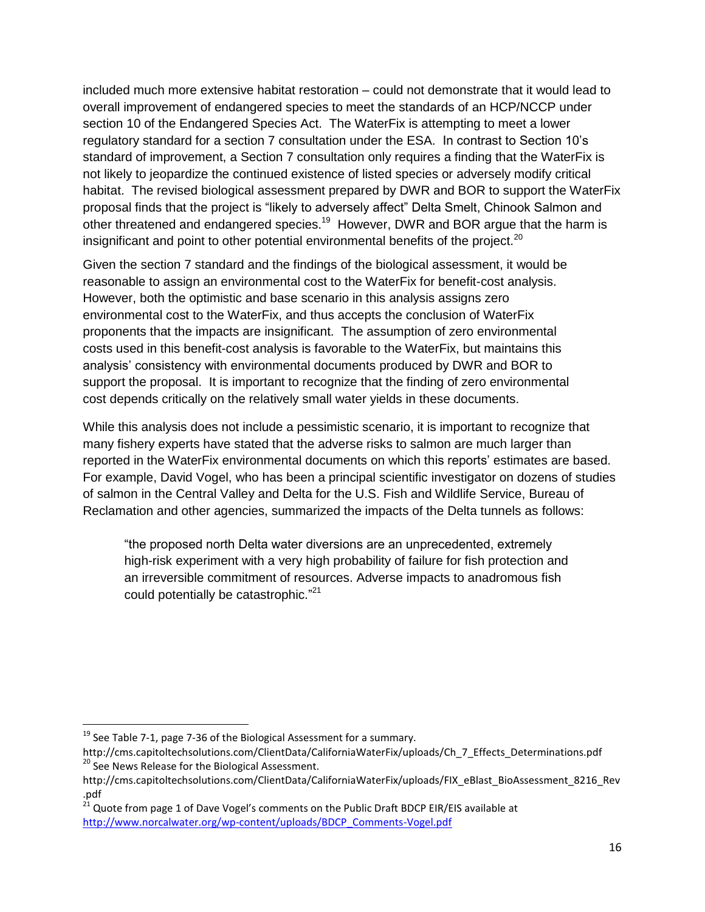included much more extensive habitat restoration – could not demonstrate that it would lead to overall improvement of endangered species to meet the standards of an HCP/NCCP under section 10 of the Endangered Species Act. The WaterFix is attempting to meet a lower regulatory standard for a section 7 consultation under the ESA. In contrast to Section 10's standard of improvement, a Section 7 consultation only requires a finding that the WaterFix is not likely to jeopardize the continued existence of listed species or adversely modify critical habitat. The revised biological assessment prepared by DWR and BOR to support the WaterFix proposal finds that the project is "likely to adversely affect" Delta Smelt, Chinook Salmon and other threatened and endangered species.[19] However, DWR and BOR argue that the harm is insignificant and point to other potential environmental benefits of the project.[20]

Given the section 7 standard and the findings of the biological assessment, it would be reasonable to assign an environmental cost to the WaterFix for benefit-cost analysis. However, both the optimistic and base scenario in this analysis assigns zero environmental cost to the WaterFix, and thus accepts the conclusion of WaterFix proponents that the impacts are insignificant. The assumption of zero environmental costs used in this benefit-cost analysis is favorable to the WaterFix, but maintains this analysis' consistency with environmental documents produced by DWR and BOR to support the proposal. It is important to recognize that the finding of zero environmental cost depends critically on the relatively small water yields in these documents.

While this analysis does not include a pessimistic scenario, it is important to recognize that many fishery experts have stated that the adverse risks to salmon are much larger than reported in the WaterFix environmental documents on which this reports' estimates are based. For example, David Vogel, who has been a principal scientific investigator on dozens of studies of salmon in the Central Valley and Delta for the U.S. Fish and Wildlife Service, Bureau of Reclamation and other agencies, summarized the impacts of the Delta tunnels as follows:

> "the proposed north Delta water diversions are an unprecedented, extremely high-risk experiment with a very high probability of failure for fish protection and an irreversible commitment of resources. Adverse impacts to anadromous fish could potentially be catastrophic."[21]

---

[19] See Table 7-1, page 7-36 of the Biological Assessment for a summary. http://cms.capitoltechsolutions.com/ClientData/CaliforniaWaterFix/uploads/Ch_7_Effects_Determinations.pdf

[20] See News Release for the Biological Assessment. http://cms.capitoltechsolutions.com/ClientData/CaliforniaWaterFix/uploads/FIX_eBlast_BioAssessment_8216_Rev.pdf

[21] Quote from page 1 of Dave Vogel's comments on the Public Draft BDCP EIR/EIS available at http://www.norcalwater.org/wp-content/uploads/BDCP_Comments-Vogel.pdf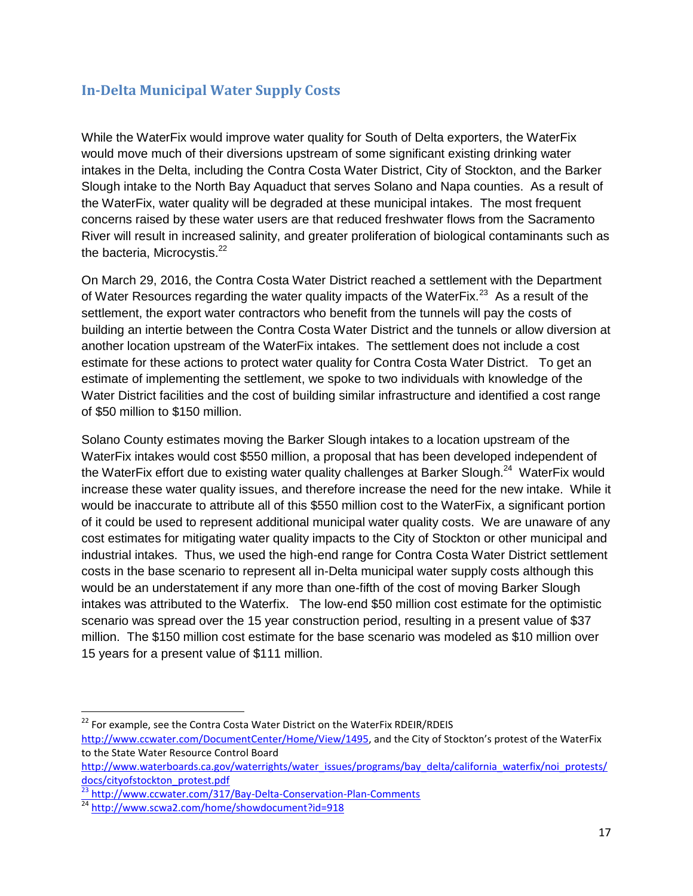## In-Delta Municipal Water Supply Costs

While the WaterFix would improve water quality for South of Delta exporters, the WaterFix would move much of their diversions upstream of some significant existing drinking water intakes in the Delta, including the Contra Costa Water District, City of Stockton, and the Barker Slough intake to the North Bay Aquaduct that serves Solano and Napa counties. As a result of the WaterFix, water quality will be degraded at these municipal intakes. The most frequent concerns raised by these water users are that reduced freshwater flows from the Sacramento River will result in increased salinity, and greater proliferation of biological contaminants such as the bacteria, Microcystis.[22]

On March 29, 2016, the Contra Costa Water District reached a settlement with the Department of Water Resources regarding the water quality impacts of the WaterFix.[23] As a result of the settlement, the export water contractors who benefit from the tunnels will pay the costs of building an intertie between the Contra Costa Water District and the tunnels or allow diversion at another location upstream of the WaterFix intakes. The settlement does not include a cost estimate for these actions to protect water quality for Contra Costa Water District. To get an estimate of implementing the settlement, we spoke to two individuals with knowledge of the Water District facilities and the cost of building similar infrastructure and identified a cost range of $50 million to $150 million.

Solano County estimates moving the Barker Slough intakes to a location upstream of the WaterFix intakes would cost $550 million, a proposal that has been developed independent of the WaterFix effort due to existing water quality challenges at Barker Slough.[24] WaterFix would increase these water quality issues, and therefore increase the need for the new intake. While it would be inaccurate to attribute all of this $550 million cost to the WaterFix, a significant portion of it could be used to represent additional municipal water quality costs. We are unaware of any cost estimates for mitigating water quality impacts to the City of Stockton or other municipal and industrial intakes. Thus, we used the high-end range for Contra Costa Water District settlement costs in the base scenario to represent all in-Delta municipal water supply costs although this would be an understatement if any more than one-fifth of the cost of moving Barker Slough intakes was attributed to the Waterfix. The low-end $50 million cost estimate for the optimistic scenario was spread over the 15 year construction period, resulting in a present value of $37 million. The $150 million cost estimate for the base scenario was modeled as $10 million over 15 years for a present value of $111 million.

---

[22] For example, see the Contra Costa Water District on the WaterFix RDEIR/RDEIS http://www.ccwater.com/DocumentCenter/Home/View/1495, and the City of Stockton's protest of the WaterFix to the State Water Resource Control Board http://www.waterboards.ca.gov/waterrights/water_issues/programs/bay_delta/california_waterfix/noi_protests/docs/cityofstockton_protest.pdf

[23] http://www.ccwater.com/317/Bay-Delta-Conservation-Plan-Comments

[24] http://www.scwa2.com/home/showdocument?id=918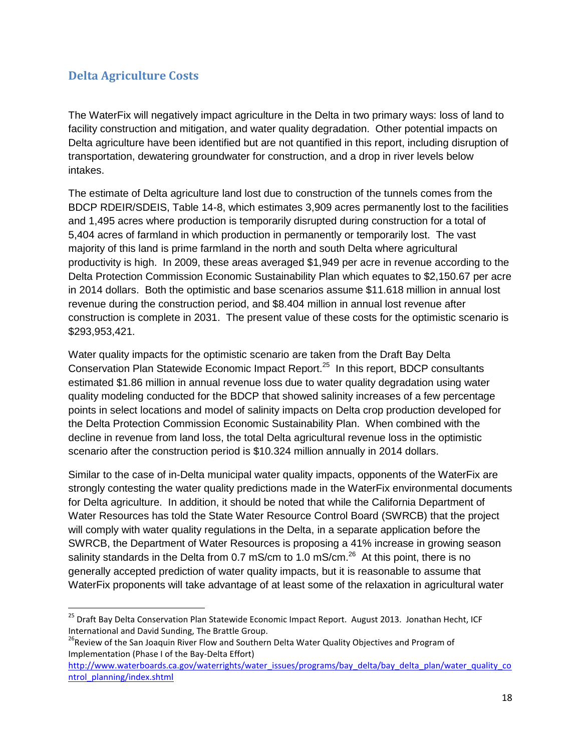## Delta Agriculture Costs

The WaterFix will negatively impact agriculture in the Delta in two primary ways: loss of land to facility construction and mitigation, and water quality degradation. Other potential impacts on Delta agriculture have been identified but are not quantified in this report, including disruption of transportation, dewatering groundwater for construction, and a drop in river levels below intakes.

The estimate of Delta agriculture land lost due to construction of the tunnels comes from the BDCP RDEIR/SDEIS, Table 14-8, which estimates 3,909 acres permanently lost to the facilities and 1,495 acres where production is temporarily disrupted during construction for a total of 5,404 acres of farmland in which production in permanently or temporarily lost. The vast majority of this land is prime farmland in the north and south Delta where agricultural productivity is high. In 2009, these areas averaged $1,949 per acre in revenue according to the Delta Protection Commission Economic Sustainability Plan which equates to $2,150.67 per acre in 2014 dollars. Both the optimistic and base scenarios assume $11.618 million in annual lost revenue during the construction period, and $8.404 million in annual lost revenue after construction is complete in 2031. The present value of these costs for the optimistic scenario is $293,953,421.

Water quality impacts for the optimistic scenario are taken from the Draft Bay Delta Conservation Plan Statewide Economic Impact Report.[25] In this report, BDCP consultants estimated $1.86 million in annual revenue loss due to water quality degradation using water quality modeling conducted for the BDCP that showed salinity increases of a few percentage points in select locations and model of salinity impacts on Delta crop production developed for the Delta Protection Commission Economic Sustainability Plan. When combined with the decline in revenue from land loss, the total Delta agricultural revenue loss in the optimistic scenario after the construction period is $10.324 million annually in 2014 dollars.

Similar to the case of in-Delta municipal water quality impacts, opponents of the WaterFix are strongly contesting the water quality predictions made in the WaterFix environmental documents for Delta agriculture. In addition, it should be noted that while the California Department of Water Resources has told the State Water Resource Control Board (SWRCB) that the project will comply with water quality regulations in the Delta, in a separate application before the SWRCB, the Department of Water Resources is proposing a 41% increase in growing season salinity standards in the Delta from 0.7 mS/cm to 1.0 mS/cm.[26] At this point, there is no generally accepted prediction of water quality impacts, but it is reasonable to assume that WaterFix proponents will take advantage of at least some of the relaxation in agricultural water

---

[25] Draft Bay Delta Conservation Plan Statewide Economic Impact Report. August 2013. Jonathan Hecht, ICF International and David Sunding, The Brattle Group.

[26] Review of the San Joaquin River Flow and Southern Delta Water Quality Objectives and Program of Implementation (Phase I of the Bay-Delta Effort) http://www.waterboards.ca.gov/waterrights/water_issues/programs/bay_delta/bay_delta_plan/water_quality_control_planning/index.shtml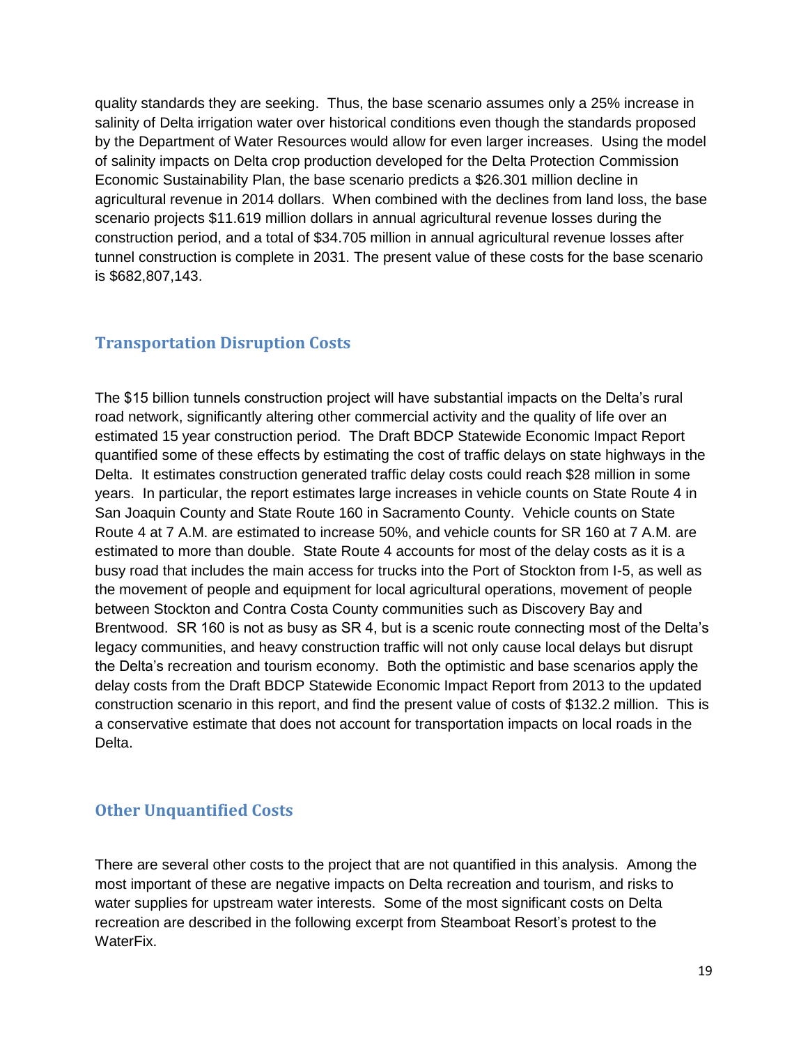quality standards they are seeking. Thus, the base scenario assumes only a 25% increase in salinity of Delta irrigation water over historical conditions even though the standards proposed by the Department of Water Resources would allow for even larger increases. Using the model of salinity impacts on Delta crop production developed for the Delta Protection Commission Economic Sustainability Plan, the base scenario predicts a $26.301 million decline in agricultural revenue in 2014 dollars. When combined with the declines from land loss, the base scenario projects $11.619 million dollars in annual agricultural revenue losses during the construction period, and a total of $34.705 million in annual agricultural revenue losses after tunnel construction is complete in 2031. The present value of these costs for the base scenario is $682,807,143.

## Transportation Disruption Costs

The $15 billion tunnels construction project will have substantial impacts on the Delta's rural road network, significantly altering other commercial activity and the quality of life over an estimated 15 year construction period. The Draft BDCP Statewide Economic Impact Report quantified some of these effects by estimating the cost of traffic delays on state highways in the Delta. It estimates construction generated traffic delay costs could reach $28 million in some years. In particular, the report estimates large increases in vehicle counts on State Route 4 in San Joaquin County and State Route 160 in Sacramento County. Vehicle counts on State Route 4 at 7 A.M. are estimated to increase 50%, and vehicle counts for SR 160 at 7 A.M. are estimated to more than double. State Route 4 accounts for most of the delay costs as it is a busy road that includes the main access for trucks into the Port of Stockton from I-5, as well as the movement of people and equipment for local agricultural operations, movement of people between Stockton and Contra Costa County communities such as Discovery Bay and Brentwood. SR 160 is not as busy as SR 4, but is a scenic route connecting most of the Delta's legacy communities, and heavy construction traffic will not only cause local delays but disrupt the Delta's recreation and tourism economy. Both the optimistic and base scenarios apply the delay costs from the Draft BDCP Statewide Economic Impact Report from 2013 to the updated construction scenario in this report, and find the present value of costs of $132.2 million. This is a conservative estimate that does not account for transportation impacts on local roads in the Delta.

## Other Unquantified Costs

There are several other costs to the project that are not quantified in this analysis. Among the most important of these are negative impacts on Delta recreation and tourism, and risks to water supplies for upstream water interests. Some of the most significant costs on Delta recreation are described in the following excerpt from Steamboat Resort's protest to the WaterFix.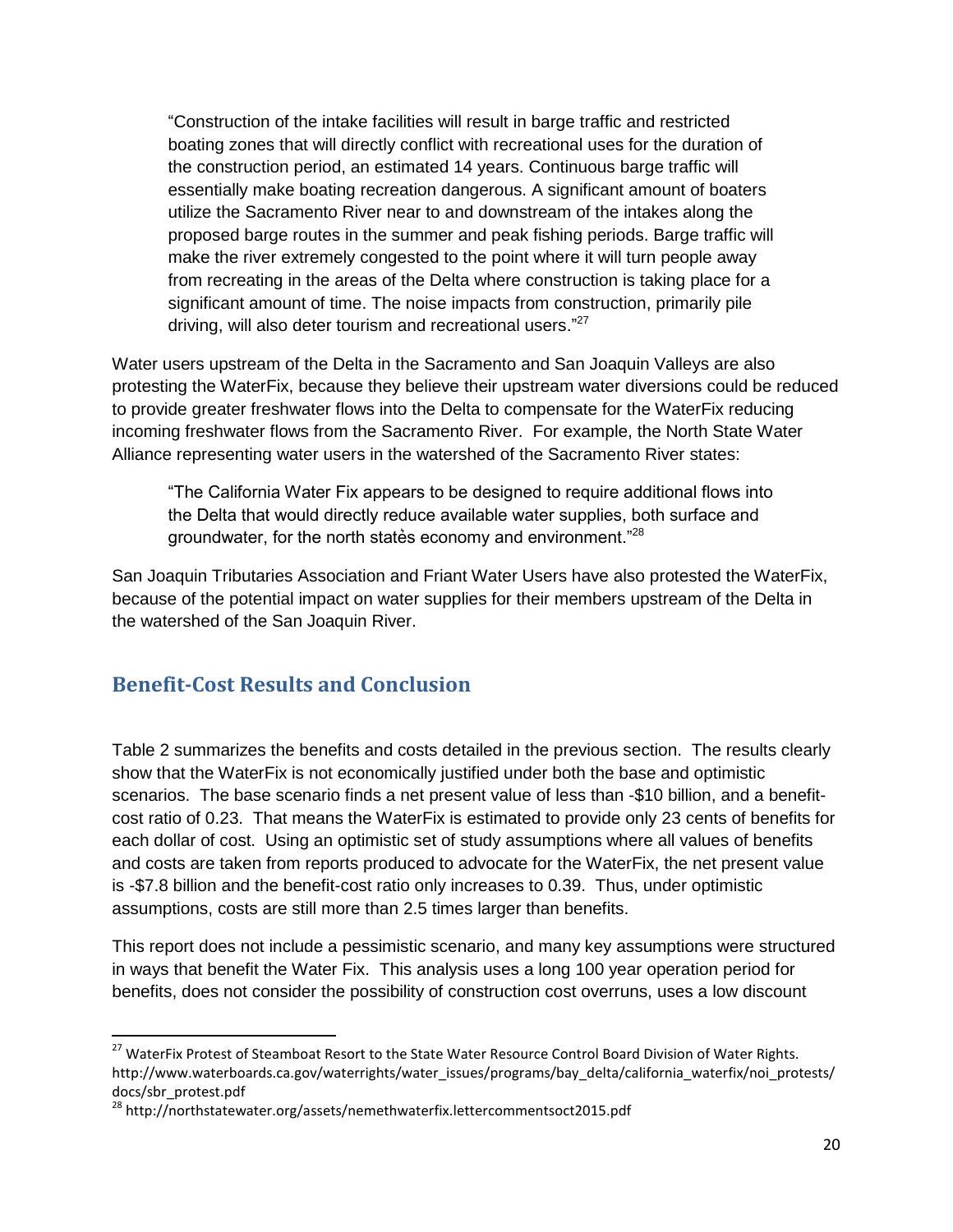> "Construction of the intake facilities will result in barge traffic and restricted boating zones that will directly conflict with recreational uses for the duration of the construction period, an estimated 14 years. Continuous barge traffic will essentially make boating recreation dangerous. A significant amount of boaters utilize the Sacramento River near to and downstream of the intakes along the proposed barge routes in the summer and peak fishing periods. Barge traffic will make the river extremely congested to the point where it will turn people away from recreating in the areas of the Delta where construction is taking place for a significant amount of time. The noise impacts from construction, primarily pile driving, will also deter tourism and recreational users."[27]

Water users upstream of the Delta in the Sacramento and San Joaquin Valleys are also protesting the WaterFix, because they believe their upstream water diversions could be reduced to provide greater freshwater flows into the Delta to compensate for the WaterFix reducing incoming freshwater flows from the Sacramento River. For example, the North State Water Alliance representing water users in the watershed of the Sacramento River states:

> "The California Water Fix appears to be designed to require additional flows into the Delta that would directly reduce available water supplies, both surface and groundwater, for the north state's economy and environment."[28]

San Joaquin Tributaries Association and Friant Water Users have also protested the WaterFix, because of the potential impact on water supplies for their members upstream of the Delta in the watershed of the San Joaquin River.

## Benefit-Cost Results and Conclusion

Table 2 summarizes the benefits and costs detailed in the previous section. The results clearly show that the WaterFix is not economically justified under both the base and optimistic scenarios. The base scenario finds a net present value of less than -$10 billion, and a benefit-cost ratio of 0.23. That means the WaterFix is estimated to provide only 23 cents of benefits for each dollar of cost. Using an optimistic set of study assumptions where all values of benefits and costs are taken from reports produced to advocate for the WaterFix, the net present value is -$7.8 billion and the benefit-cost ratio only increases to 0.39. Thus, under optimistic assumptions, costs are still more than 2.5 times larger than benefits.

This report does not include a pessimistic scenario, and many key assumptions were structured in ways that benefit the Water Fix. This analysis uses a long 100 year operation period for benefits, does not consider the possibility of construction cost overruns, uses a low discount

---

[27] WaterFix Protest of Steamboat Resort to the State Water Resource Control Board Division of Water Rights. http://www.waterboards.ca.gov/waterrights/water_issues/programs/bay_delta/california_waterfix/noi_protests/docs/sbr_protest.pdf

[28] http://northstatewater.org/assets/nemethwaterfix.lettercommentsoct2015.pdf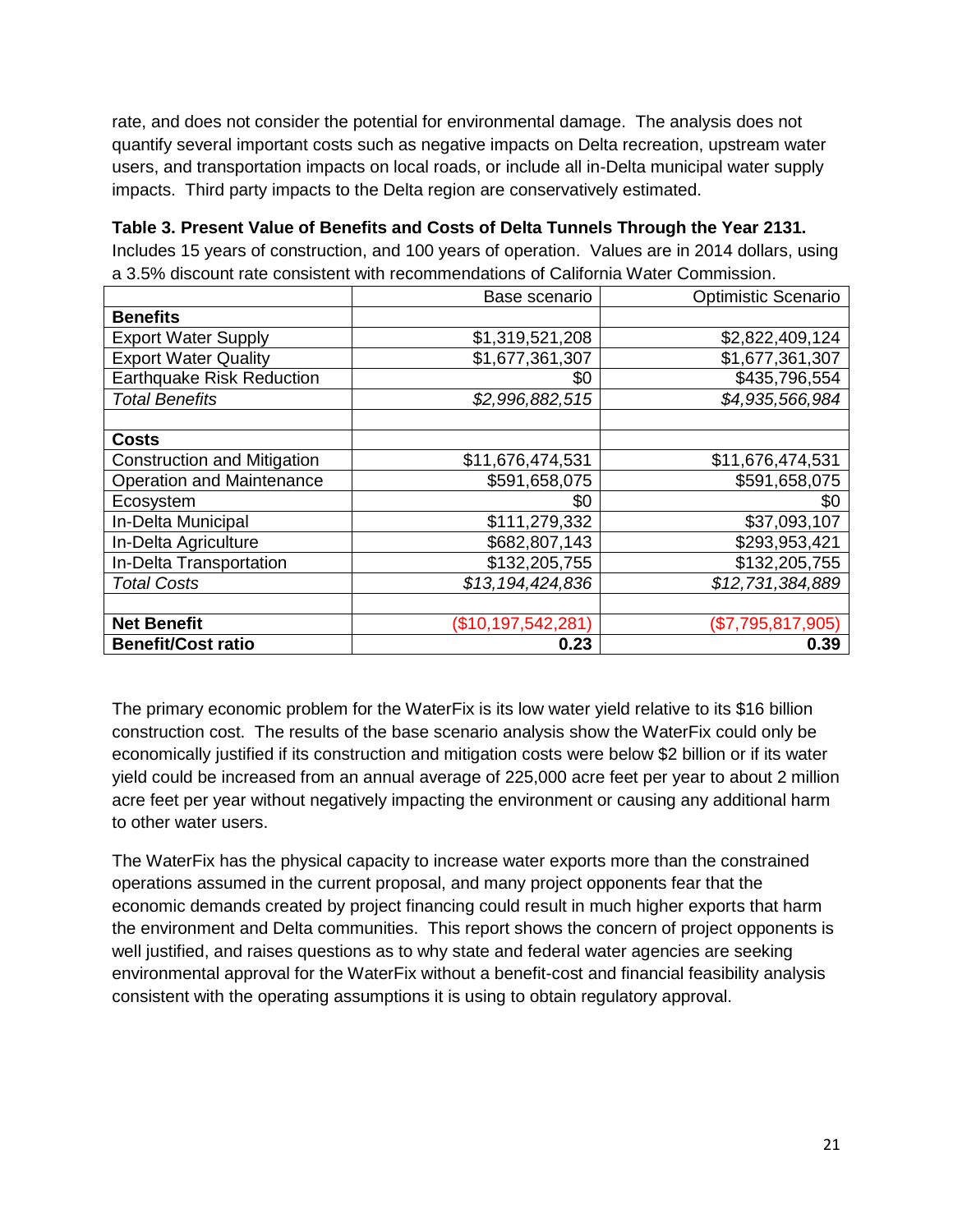rate, and does not consider the potential for environmental damage. The analysis does not quantify several important costs such as negative impacts on Delta recreation, upstream water users, and transportation impacts on local roads, or include all in-Delta municipal water supply impacts. Third party impacts to the Delta region are conservatively estimated.

**Table 3. Present Value of Benefits and Costs of Delta Tunnels Through the Year 2131.** Includes 15 years of construction, and 100 years of operation. Values are in 2014 dollars, using a 3.5% discount rate consistent with recommendations of California Water Commission.

| | Base scenario | Optimistic Scenario |
|---|---|---|
| **Benefits** | | |
| Export Water Supply | $1,319,521,208 | $2,822,409,124 |
| Export Water Quality | $1,677,361,307 | $1,677,361,307 |
| Earthquake Risk Reduction | $0 | $435,796,554 |
| *Total Benefits* | *$2,996,882,515* | *$4,935,566,984* |
| | | |
| **Costs** | | |
| Construction and Mitigation | $11,676,474,531 | $11,676,474,531 |
| Operation and Maintenance | $591,658,075 | $591,658,075 |
| Ecosystem | $0 | $0 |
| In-Delta Municipal | $111,279,332 | $37,093,107 |
| In-Delta Agriculture | $682,807,143 | $293,953,421 |
| In-Delta Transportation | $132,205,755 | $132,205,755 |
| *Total Costs* | *$13,194,424,836* | *$12,731,384,889* |
| | | |
| **Net Benefit** | ($10,197,542,281) | ($7,795,817,905) |
| **Benefit/Cost ratio** | **0.23** | **0.39** |

The primary economic problem for the WaterFix is its low water yield relative to its $16 billion construction cost. The results of the base scenario analysis show the WaterFix could only be economically justified if its construction and mitigation costs were below $2 billion or if its water yield could be increased from an annual average of 225,000 acre feet per year to about 2 million acre feet per year without negatively impacting the environment or causing any additional harm to other water users.

The WaterFix has the physical capacity to increase water exports more than the constrained operations assumed in the current proposal, and many project opponents fear that the economic demands created by project financing could result in much higher exports that harm the environment and Delta communities. This report shows the concern of project opponents is well justified, and raises questions as to why state and federal water agencies are seeking environmental approval for the WaterFix without a benefit-cost and financial feasibility analysis consistent with the operating assumptions it is using to obtain regulatory approval.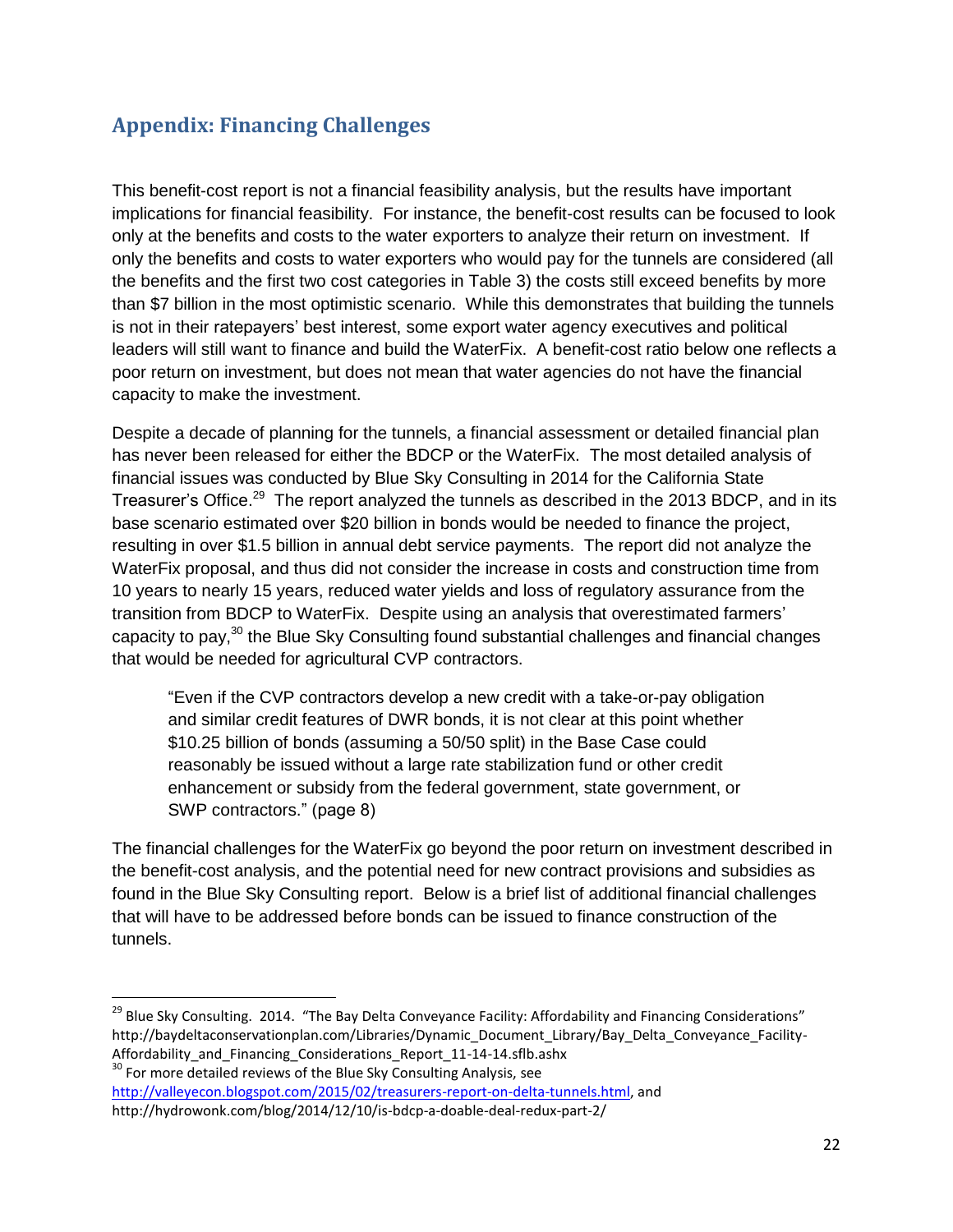## Appendix: Financing Challenges

This benefit-cost report is not a financial feasibility analysis, but the results have important implications for financial feasibility. For instance, the benefit-cost results can be focused to look only at the benefits and costs to the water exporters to analyze their return on investment. If only the benefits and costs to water exporters who would pay for the tunnels are considered (all the benefits and the first two cost categories in Table 3) the costs still exceed benefits by more than $7 billion in the most optimistic scenario. While this demonstrates that building the tunnels is not in their ratepayers' best interest, some export water agency executives and political leaders will still want to finance and build the WaterFix. A benefit-cost ratio below one reflects a poor return on investment, but does not mean that water agencies do not have the financial capacity to make the investment.

Despite a decade of planning for the tunnels, a financial assessment or detailed financial plan has never been released for either the BDCP or the WaterFix. The most detailed analysis of financial issues was conducted by Blue Sky Consulting in 2014 for the California State Treasurer's Office.[29] The report analyzed the tunnels as described in the 2013 BDCP, and in its base scenario estimated over $20 billion in bonds would be needed to finance the project, resulting in over $1.5 billion in annual debt service payments. The report did not analyze the WaterFix proposal, and thus did not consider the increase in costs and construction time from 10 years to nearly 15 years, reduced water yields and loss of regulatory assurance from the transition from BDCP to WaterFix. Despite using an analysis that overestimated farmers' capacity to pay,[30] the Blue Sky Consulting found substantial challenges and financial changes that would be needed for agricultural CVP contractors.

> "Even if the CVP contractors develop a new credit with a take-or-pay obligation and similar credit features of DWR bonds, it is not clear at this point whether $10.25 billion of bonds (assuming a 50/50 split) in the Base Case could reasonably be issued without a large rate stabilization fund or other credit enhancement or subsidy from the federal government, state government, or SWP contractors." (page 8)

The financial challenges for the WaterFix go beyond the poor return on investment described in the benefit-cost analysis, and the potential need for new contract provisions and subsidies as found in the Blue Sky Consulting report. Below is a brief list of additional financial challenges that will have to be addressed before bonds can be issued to finance construction of the tunnels.

---

[29] Blue Sky Consulting. 2014. "The Bay Delta Conveyance Facility: Affordability and Financing Considerations" http://baydeltaconservationplan.com/Libraries/Dynamic_Document_Library/Bay_Delta_Conveyance_Facility-Affordability_and_Financing_Considerations_Report_11-14-14.sflb.ashx

[30] For more detailed reviews of the Blue Sky Consulting Analysis, see http://valleyecon.blogspot.com/2015/02/treasurers-report-on-delta-tunnels.html, and http://hydrowonk.com/blog/2014/12/10/is-bdcp-a-doable-deal-redux-part-2/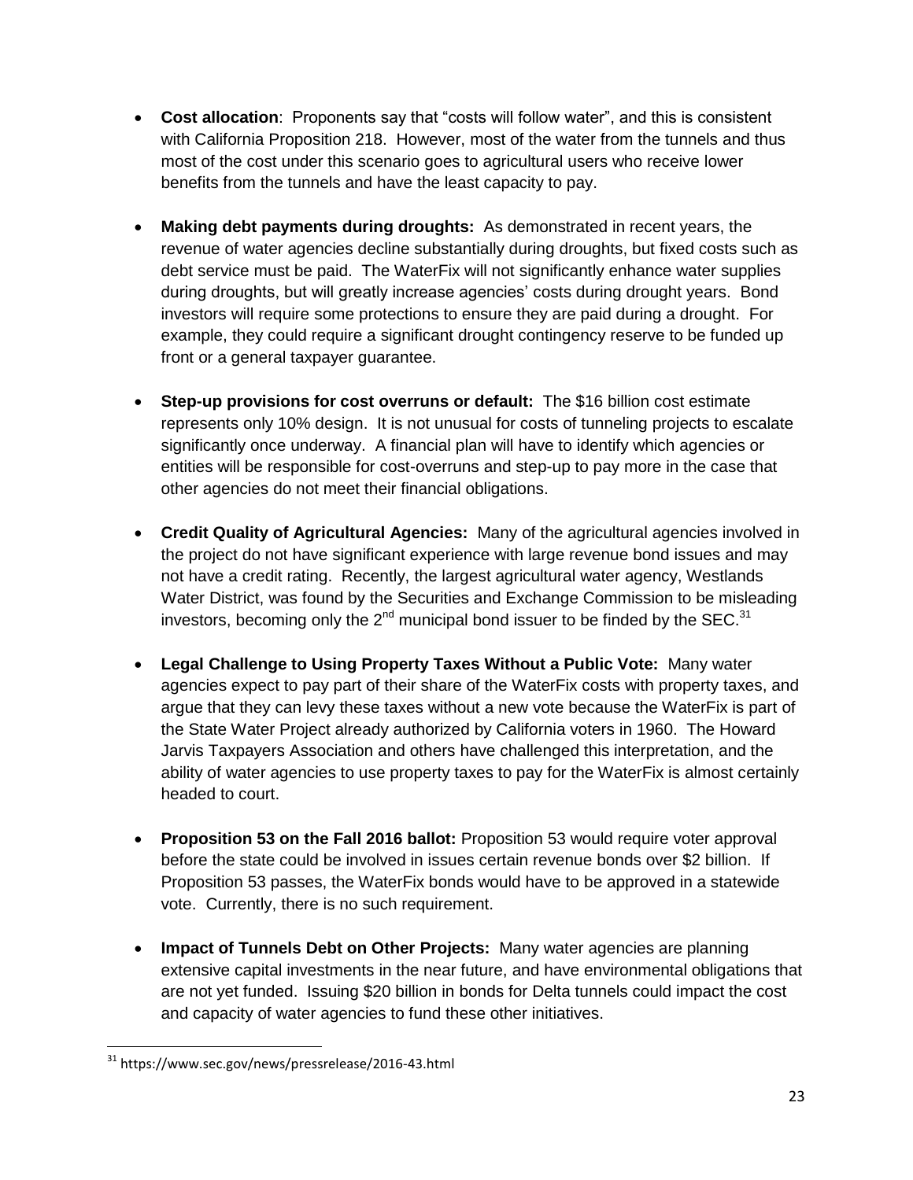- **Cost allocation**: Proponents say that "costs will follow water", and this is consistent with California Proposition 218. However, most of the water from the tunnels and thus most of the cost under this scenario goes to agricultural users who receive lower benefits from the tunnels and have the least capacity to pay.

- **Making debt payments during droughts:** As demonstrated in recent years, the revenue of water agencies decline substantially during droughts, but fixed costs such as debt service must be paid. The WaterFix will not significantly enhance water supplies during droughts, but will greatly increase agencies' costs during drought years. Bond investors will require some protections to ensure they are paid during a drought. For example, they could require a significant drought contingency reserve to be funded up front or a general taxpayer guarantee.

- **Step-up provisions for cost overruns or default:** The $16 billion cost estimate represents only 10% design. It is not unusual for costs of tunneling projects to escalate significantly once underway. A financial plan will have to identify which agencies or entities will be responsible for cost-overruns and step-up to pay more in the case that other agencies do not meet their financial obligations.

- **Credit Quality of Agricultural Agencies:** Many of the agricultural agencies involved in the project do not have significant experience with large revenue bond issues and may not have a credit rating. Recently, the largest agricultural water agency, Westlands Water District, was found by the Securities and Exchange Commission to be misleading investors, becoming only the 2nd municipal bond issuer to be finded by the SEC.[31]

- **Legal Challenge to Using Property Taxes Without a Public Vote:** Many water agencies expect to pay part of their share of the WaterFix costs with property taxes, and argue that they can levy these taxes without a new vote because the WaterFix is part of the State Water Project already authorized by California voters in 1960. The Howard Jarvis Taxpayers Association and others have challenged this interpretation, and the ability of water agencies to use property taxes to pay for the WaterFix is almost certainly headed to court.

- **Proposition 53 on the Fall 2016 ballot:** Proposition 53 would require voter approval before the state could be involved in issues certain revenue bonds over $2 billion. If Proposition 53 passes, the WaterFix bonds would have to be approved in a statewide vote. Currently, there is no such requirement.

- **Impact of Tunnels Debt on Other Projects:** Many water agencies are planning extensive capital investments in the near future, and have environmental obligations that are not yet funded. Issuing $20 billion in bonds for Delta tunnels could impact the cost and capacity of water agencies to fund these other initiatives.

[31] https://www.sec.gov/news/pressrelease/2016-43.html